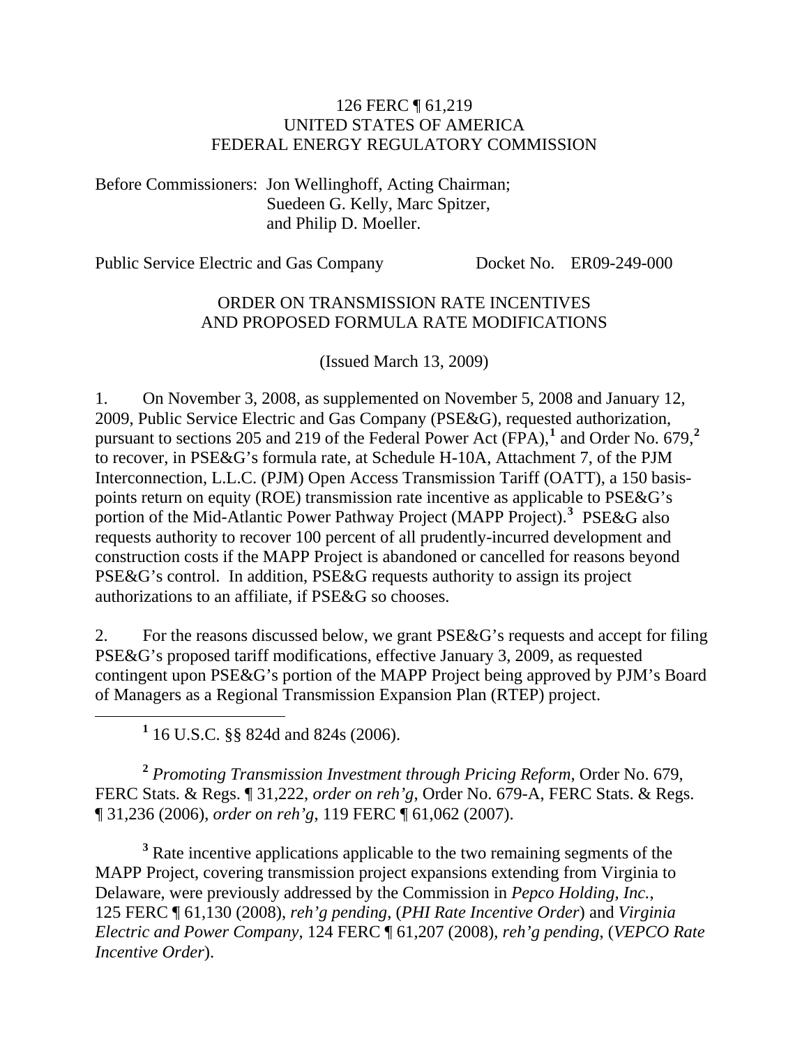126 FERC ¶ 61,219
UNITED STATES OF AMERICA
FEDERAL ENERGY REGULATORY COMMISSION

Before Commissioners: Jon Wellinghoff, Acting Chairman;
Suedeen G. Kelly, Marc Spitzer,
and Philip D. Moeller.

Public Service Electric and Gas Company — Docket No. ER09-249-000

ORDER ON TRANSMISSION RATE INCENTIVES
AND PROPOSED FORMULA RATE MODIFICATIONS

(Issued March 13, 2009)

1. On November 3, 2008, as supplemented on November 5, 2008 and January 12, 2009, Public Service Electric and Gas Company (PSE&G), requested authorization, pursuant to sections 205 and 219 of the Federal Power Act (FPA),[1] and Order No. 679,[2] to recover, in PSE&G's formula rate, at Schedule H-10A, Attachment 7, of the PJM Interconnection, L.L.C. (PJM) Open Access Transmission Tariff (OATT), a 150 basis-points return on equity (ROE) transmission rate incentive as applicable to PSE&G's portion of the Mid-Atlantic Power Pathway Project (MAPP Project).[3] PSE&G also requests authority to recover 100 percent of all prudently-incurred development and construction costs if the MAPP Project is abandoned or cancelled for reasons beyond PSE&G's control. In addition, PSE&G requests authority to assign its project authorizations to an affiliate, if PSE&G so chooses.

2. For the reasons discussed below, we grant PSE&G's requests and accept for filing PSE&G's proposed tariff modifications, effective January 3, 2009, as requested contingent upon PSE&G's portion of the MAPP Project being approved by PJM's Board of Managers as a Regional Transmission Expansion Plan (RTEP) project.

[1] 16 U.S.C. §§ 824d and 824s (2006).

[2] *Promoting Transmission Investment through Pricing Reform*, Order No. 679, FERC Stats. & Regs. ¶ 31,222, *order on reh'g*, Order No. 679-A, FERC Stats. & Regs. ¶ 31,236 (2006), *order on reh'g*, 119 FERC ¶ 61,062 (2007).

[3] Rate incentive applications applicable to the two remaining segments of the MAPP Project, covering transmission project expansions extending from Virginia to Delaware, were previously addressed by the Commission in *Pepco Holding, Inc.*, 125 FERC ¶ 61,130 (2008), *reh'g pending*, (*PHI Rate Incentive Order*) and *Virginia Electric and Power Company*, 124 FERC ¶ 61,207 (2008), *reh'g pending*, (*VEPCO Rate Incentive Order*).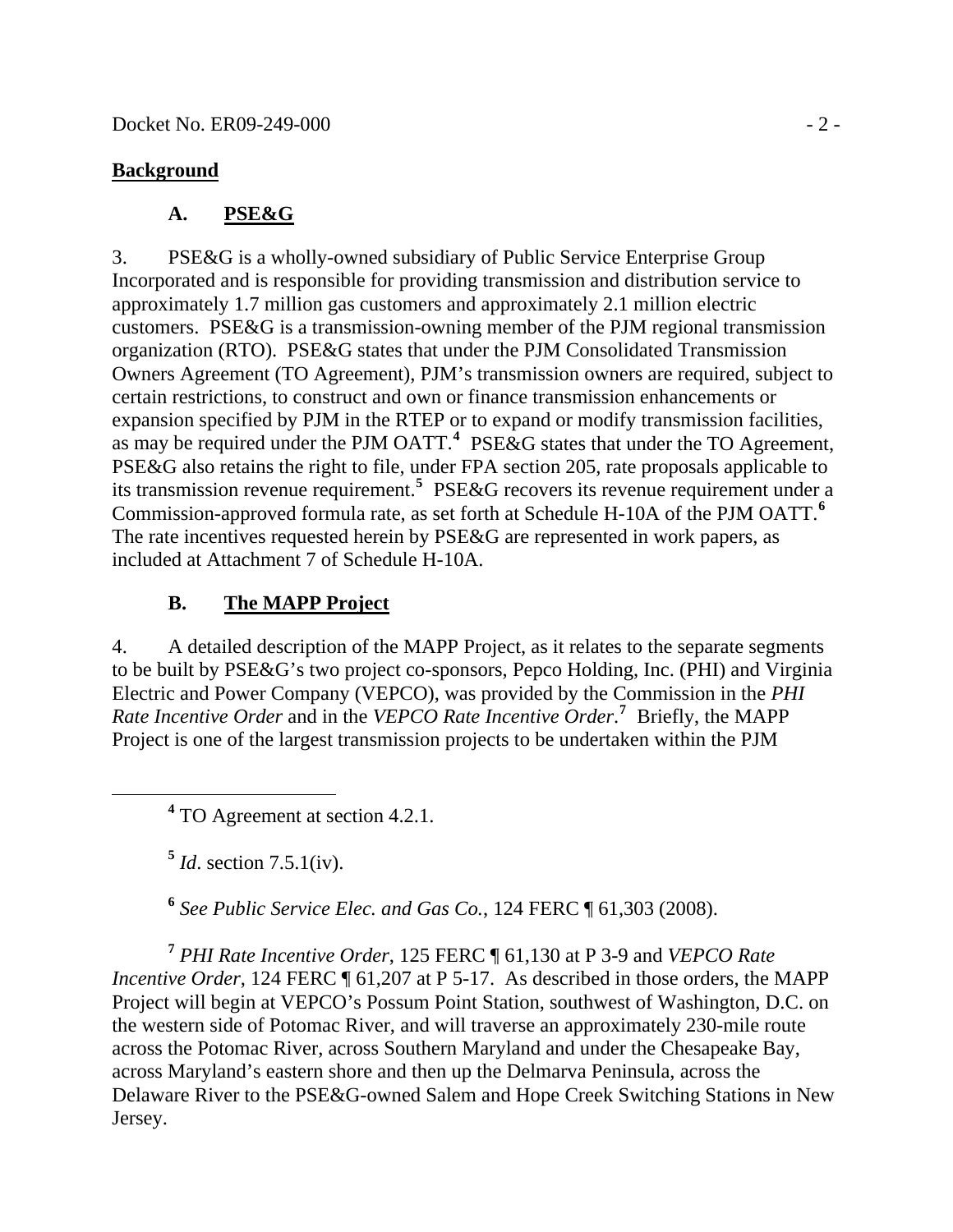## Background

### A. PSE&G

3. PSE&G is a wholly-owned subsidiary of Public Service Enterprise Group Incorporated and is responsible for providing transmission and distribution service to approximately 1.7 million gas customers and approximately 2.1 million electric customers. PSE&G is a transmission-owning member of the PJM regional transmission organization (RTO). PSE&G states that under the PJM Consolidated Transmission Owners Agreement (TO Agreement), PJM's transmission owners are required, subject to certain restrictions, to construct and own or finance transmission enhancements or expansion specified by PJM in the RTEP or to expand or modify transmission facilities, as may be required under the PJM OATT.[4] PSE&G states that under the TO Agreement, PSE&G also retains the right to file, under FPA section 205, rate proposals applicable to its transmission revenue requirement.[5] PSE&G recovers its revenue requirement under a Commission-approved formula rate, as set forth at Schedule H-10A of the PJM OATT.[6] The rate incentives requested herein by PSE&G are represented in work papers, as included at Attachment 7 of Schedule H-10A.

### B. The MAPP Project

4. A detailed description of the MAPP Project, as it relates to the separate segments to be built by PSE&G's two project co-sponsors, Pepco Holding, Inc. (PHI) and Virginia Electric and Power Company (VEPCO), was provided by the Commission in the *PHI Rate Incentive Order* and in the *VEPCO Rate Incentive Order*.[7] Briefly, the MAPP Project is one of the largest transmission projects to be undertaken within the PJM

---

[4] TO Agreement at section 4.2.1.

[5] *Id*. section 7.5.1(iv).

[6] *See Public Service Elec. and Gas Co.*, 124 FERC ¶ 61,303 (2008).

[7] *PHI Rate Incentive Order*, 125 FERC ¶ 61,130 at P 3-9 and *VEPCO Rate Incentive Order*, 124 FERC ¶ 61,207 at P 5-17. As described in those orders, the MAPP Project will begin at VEPCO's Possum Point Station, southwest of Washington, D.C. on the western side of Potomac River, and will traverse an approximately 230-mile route across the Potomac River, across Southern Maryland and under the Chesapeake Bay, across Maryland's eastern shore and then up the Delmarva Peninsula, across the Delaware River to the PSE&G-owned Salem and Hope Creek Switching Stations in New Jersey.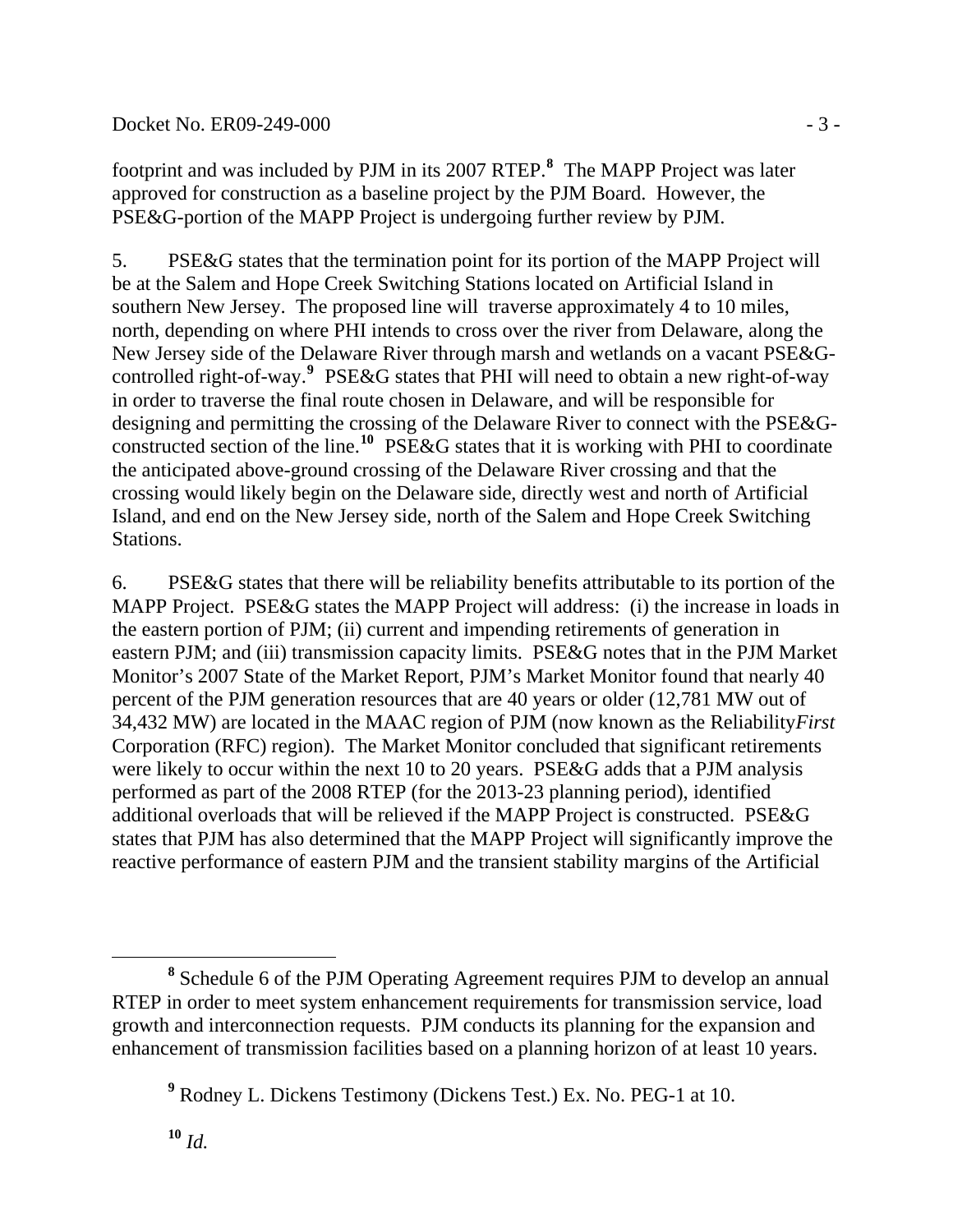footprint and was included by PJM in its 2007 RTEP.[8] The MAPP Project was later approved for construction as a baseline project by the PJM Board. However, the PSE&G-portion of the MAPP Project is undergoing further review by PJM.

5. PSE&G states that the termination point for its portion of the MAPP Project will be at the Salem and Hope Creek Switching Stations located on Artificial Island in southern New Jersey. The proposed line will traverse approximately 4 to 10 miles, north, depending on where PHI intends to cross over the river from Delaware, along the New Jersey side of the Delaware River through marsh and wetlands on a vacant PSE&G-controlled right-of-way.[9] PSE&G states that PHI will need to obtain a new right-of-way in order to traverse the final route chosen in Delaware, and will be responsible for designing and permitting the crossing of the Delaware River to connect with the PSE&G-constructed section of the line.[10] PSE&G states that it is working with PHI to coordinate the anticipated above-ground crossing of the Delaware River crossing and that the crossing would likely begin on the Delaware side, directly west and north of Artificial Island, and end on the New Jersey side, north of the Salem and Hope Creek Switching Stations.

6. PSE&G states that there will be reliability benefits attributable to its portion of the MAPP Project. PSE&G states the MAPP Project will address: (i) the increase in loads in the eastern portion of PJM; (ii) current and impending retirements of generation in eastern PJM; and (iii) transmission capacity limits. PSE&G notes that in the PJM Market Monitor's 2007 State of the Market Report, PJM's Market Monitor found that nearly 40 percent of the PJM generation resources that are 40 years or older (12,781 MW out of 34,432 MW) are located in the MAAC region of PJM (now known as the Reliability*First* Corporation (RFC) region). The Market Monitor concluded that significant retirements were likely to occur within the next 10 to 20 years. PSE&G adds that a PJM analysis performed as part of the 2008 RTEP (for the 2013-23 planning period), identified additional overloads that will be relieved if the MAPP Project is constructed. PSE&G states that PJM has also determined that the MAPP Project will significantly improve the reactive performance of eastern PJM and the transient stability margins of the Artificial

---

[8] Schedule 6 of the PJM Operating Agreement requires PJM to develop an annual RTEP in order to meet system enhancement requirements for transmission service, load growth and interconnection requests. PJM conducts its planning for the expansion and enhancement of transmission facilities based on a planning horizon of at least 10 years.

[9] Rodney L. Dickens Testimony (Dickens Test.) Ex. No. PEG-1 at 10.

[10] *Id.*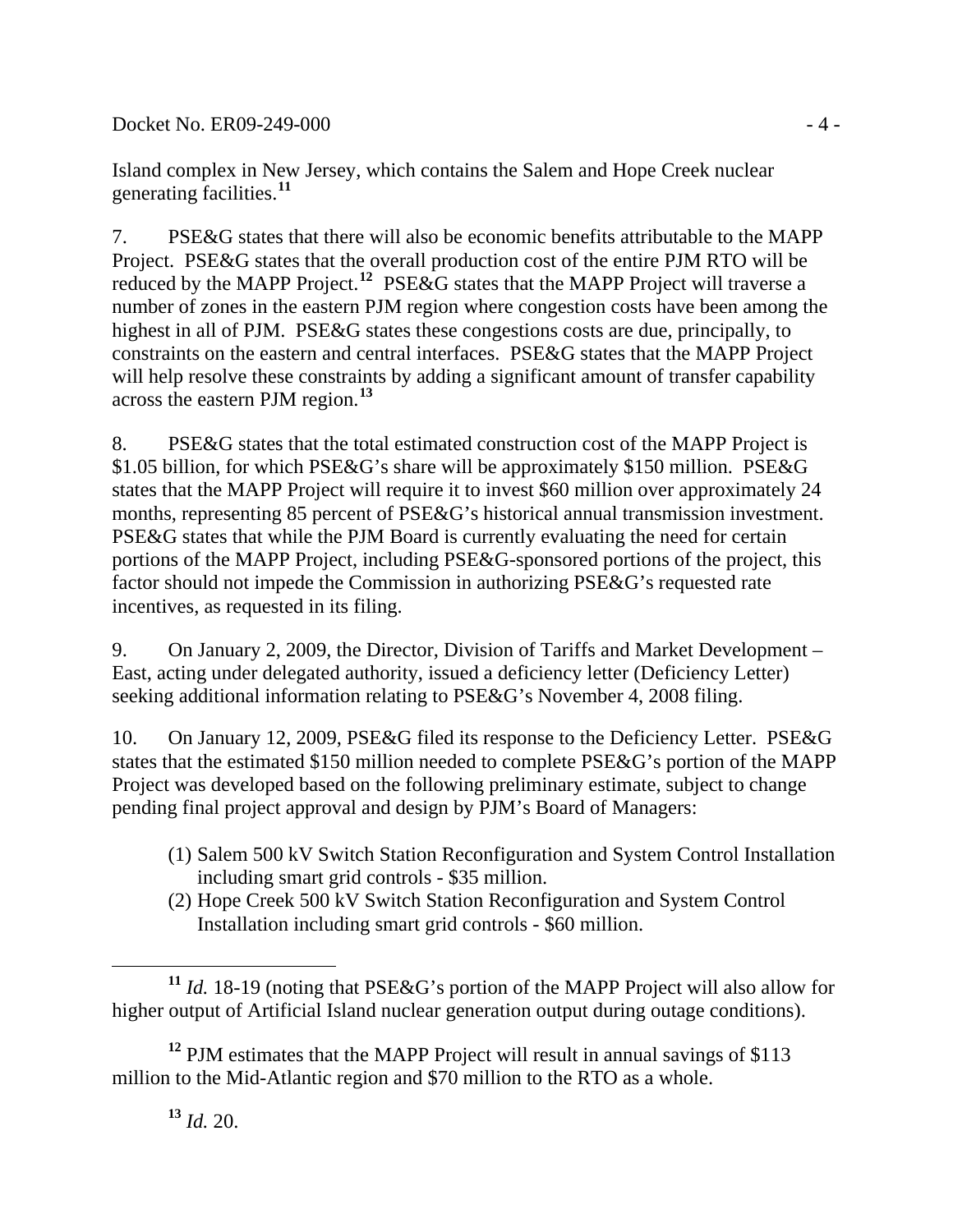Island complex in New Jersey, which contains the Salem and Hope Creek nuclear generating facilities.[11]

7. PSE&G states that there will also be economic benefits attributable to the MAPP Project. PSE&G states that the overall production cost of the entire PJM RTO will be reduced by the MAPP Project.[12] PSE&G states that the MAPP Project will traverse a number of zones in the eastern PJM region where congestion costs have been among the highest in all of PJM. PSE&G states these congestions costs are due, principally, to constraints on the eastern and central interfaces. PSE&G states that the MAPP Project will help resolve these constraints by adding a significant amount of transfer capability across the eastern PJM region.[13]

8. PSE&G states that the total estimated construction cost of the MAPP Project is $1.05 billion, for which PSE&G's share will be approximately $150 million. PSE&G states that the MAPP Project will require it to invest $60 million over approximately 24 months, representing 85 percent of PSE&G's historical annual transmission investment. PSE&G states that while the PJM Board is currently evaluating the need for certain portions of the MAPP Project, including PSE&G-sponsored portions of the project, this factor should not impede the Commission in authorizing PSE&G's requested rate incentives, as requested in its filing.

9. On January 2, 2009, the Director, Division of Tariffs and Market Development – East, acting under delegated authority, issued a deficiency letter (Deficiency Letter) seeking additional information relating to PSE&G's November 4, 2008 filing.

10. On January 12, 2009, PSE&G filed its response to the Deficiency Letter. PSE&G states that the estimated $150 million needed to complete PSE&G's portion of the MAPP Project was developed based on the following preliminary estimate, subject to change pending final project approval and design by PJM's Board of Managers:

(1) Salem 500 kV Switch Station Reconfiguration and System Control Installation including smart grid controls - $35 million.
(2) Hope Creek 500 kV Switch Station Reconfiguration and System Control Installation including smart grid controls - $60 million.

---

[11] *Id.* 18-19 (noting that PSE&G's portion of the MAPP Project will also allow for higher output of Artificial Island nuclear generation output during outage conditions).

[12] PJM estimates that the MAPP Project will result in annual savings of $113 million to the Mid-Atlantic region and $70 million to the RTO as a whole.

[13] *Id.* 20.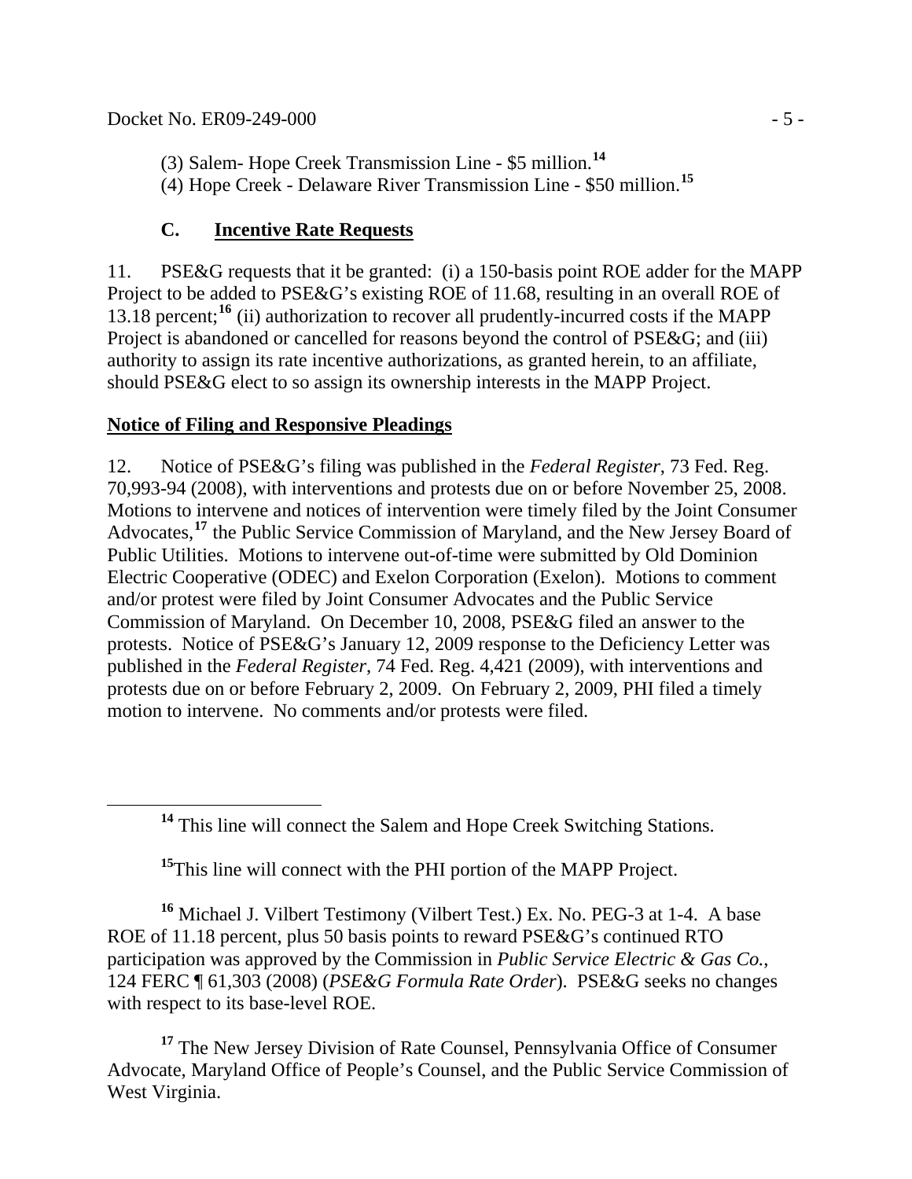(3) Salem- Hope Creek Transmission Line - \$5 million.[14]
(4) Hope Creek - Delaware River Transmission Line - \$50 million.[15]

### C. **Incentive Rate Requests**

11. PSE&G requests that it be granted: (i) a 150-basis point ROE adder for the MAPP Project to be added to PSE&G's existing ROE of 11.68, resulting in an overall ROE of 13.18 percent;[16] (ii) authorization to recover all prudently-incurred costs if the MAPP Project is abandoned or cancelled for reasons beyond the control of PSE&G; and (iii) authority to assign its rate incentive authorizations, as granted herein, to an affiliate, should PSE&G elect to so assign its ownership interests in the MAPP Project.

## **Notice of Filing and Responsive Pleadings**

12. Notice of PSE&G's filing was published in the *Federal Register*, 73 Fed. Reg. 70,993-94 (2008), with interventions and protests due on or before November 25, 2008. Motions to intervene and notices of intervention were timely filed by the Joint Consumer Advocates,[17] the Public Service Commission of Maryland, and the New Jersey Board of Public Utilities. Motions to intervene out-of-time were submitted by Old Dominion Electric Cooperative (ODEC) and Exelon Corporation (Exelon). Motions to comment and/or protest were filed by Joint Consumer Advocates and the Public Service Commission of Maryland. On December 10, 2008, PSE&G filed an answer to the protests. Notice of PSE&G's January 12, 2009 response to the Deficiency Letter was published in the *Federal Register*, 74 Fed. Reg. 4,421 (2009), with interventions and protests due on or before February 2, 2009. On February 2, 2009, PHI filed a timely motion to intervene. No comments and/or protests were filed.

---

[14] This line will connect the Salem and Hope Creek Switching Stations.

[15] This line will connect with the PHI portion of the MAPP Project.

[16] Michael J. Vilbert Testimony (Vilbert Test.) Ex. No. PEG-3 at 1-4. A base ROE of 11.18 percent, plus 50 basis points to reward PSE&G's continued RTO participation was approved by the Commission in *Public Service Electric & Gas Co.*, 124 FERC ¶ 61,303 (2008) (*PSE&G Formula Rate Order*). PSE&G seeks no changes with respect to its base-level ROE.

[17] The New Jersey Division of Rate Counsel, Pennsylvania Office of Consumer Advocate, Maryland Office of People's Counsel, and the Public Service Commission of West Virginia.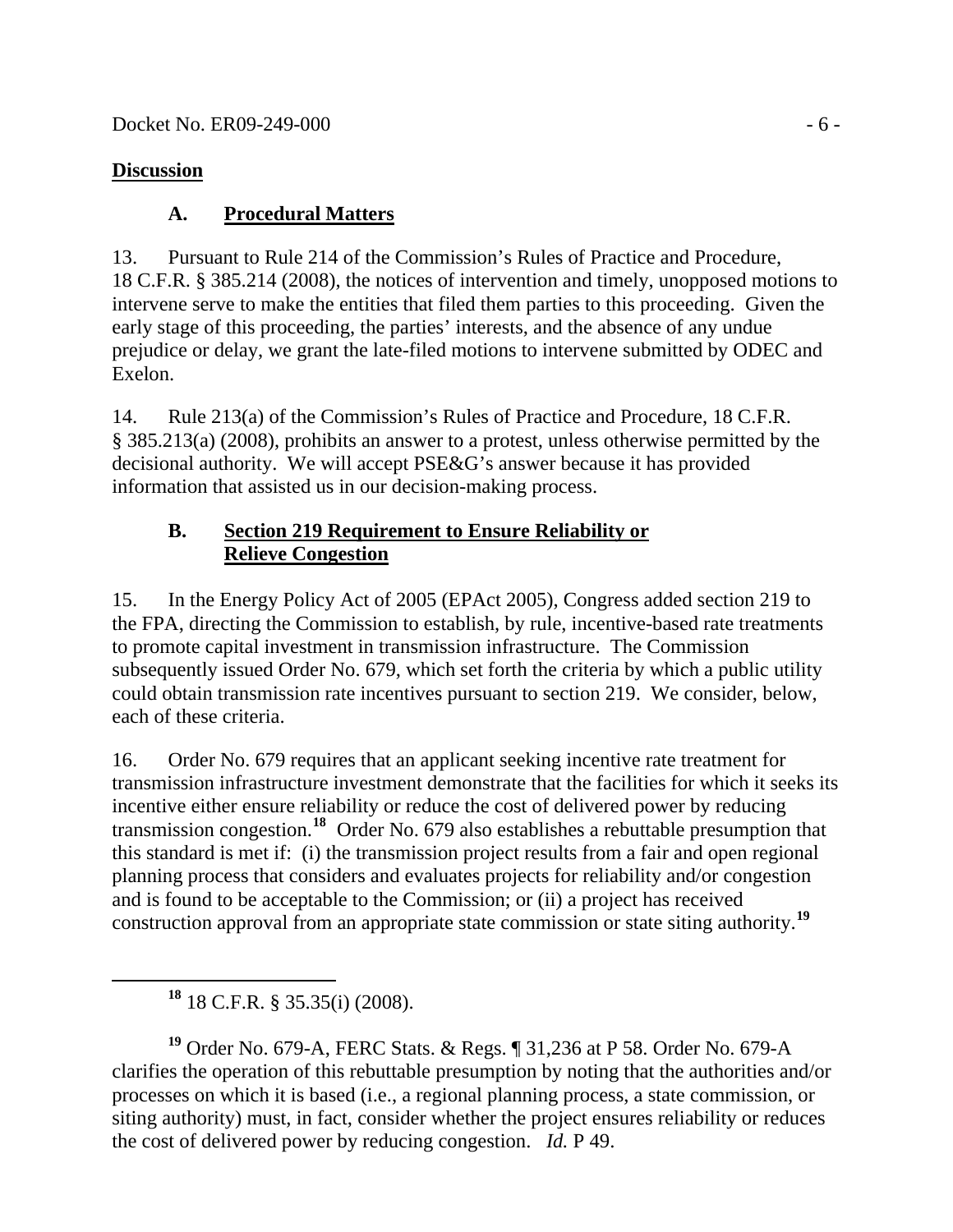## Discussion

### A. Procedural Matters

13. Pursuant to Rule 214 of the Commission's Rules of Practice and Procedure, 18 C.F.R. § 385.214 (2008), the notices of intervention and timely, unopposed motions to intervene serve to make the entities that filed them parties to this proceeding. Given the early stage of this proceeding, the parties' interests, and the absence of any undue prejudice or delay, we grant the late-filed motions to intervene submitted by ODEC and Exelon.

14. Rule 213(a) of the Commission's Rules of Practice and Procedure, 18 C.F.R. § 385.213(a) (2008), prohibits an answer to a protest, unless otherwise permitted by the decisional authority. We will accept PSE&G's answer because it has provided information that assisted us in our decision-making process.

### B. Section 219 Requirement to Ensure Reliability or Relieve Congestion

15. In the Energy Policy Act of 2005 (EPAct 2005), Congress added section 219 to the FPA, directing the Commission to establish, by rule, incentive-based rate treatments to promote capital investment in transmission infrastructure. The Commission subsequently issued Order No. 679, which set forth the criteria by which a public utility could obtain transmission rate incentives pursuant to section 219. We consider, below, each of these criteria.

16. Order No. 679 requires that an applicant seeking incentive rate treatment for transmission infrastructure investment demonstrate that the facilities for which it seeks its incentive either ensure reliability or reduce the cost of delivered power by reducing transmission congestion.[18] Order No. 679 also establishes a rebuttable presumption that this standard is met if: (i) the transmission project results from a fair and open regional planning process that considers and evaluates projects for reliability and/or congestion and is found to be acceptable to the Commission; or (ii) a project has received construction approval from an appropriate state commission or state siting authority.[19]

---

[18] 18 C.F.R. § 35.35(i) (2008).

[19] Order No. 679-A, FERC Stats. & Regs. ¶ 31,236 at P 58. Order No. 679-A clarifies the operation of this rebuttable presumption by noting that the authorities and/or processes on which it is based (i.e., a regional planning process, a state commission, or siting authority) must, in fact, consider whether the project ensures reliability or reduces the cost of delivered power by reducing congestion. *Id.* P 49.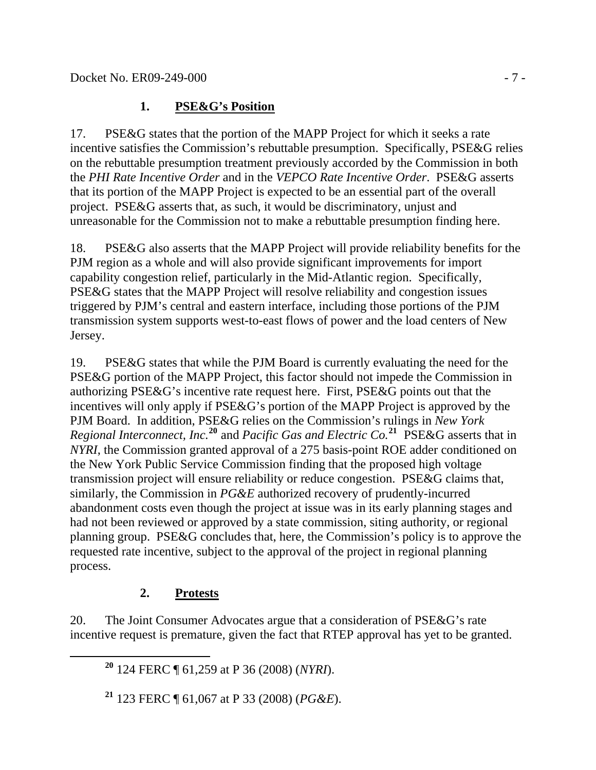### 1. **PSE&G's Position**

17. PSE&G states that the portion of the MAPP Project for which it seeks a rate incentive satisfies the Commission's rebuttable presumption. Specifically, PSE&G relies on the rebuttable presumption treatment previously accorded by the Commission in both the *PHI Rate Incentive Order* and in the *VEPCO Rate Incentive Order*. PSE&G asserts that its portion of the MAPP Project is expected to be an essential part of the overall project. PSE&G asserts that, as such, it would be discriminatory, unjust and unreasonable for the Commission not to make a rebuttable presumption finding here.

18. PSE&G also asserts that the MAPP Project will provide reliability benefits for the PJM region as a whole and will also provide significant improvements for import capability congestion relief, particularly in the Mid-Atlantic region. Specifically, PSE&G states that the MAPP Project will resolve reliability and congestion issues triggered by PJM's central and eastern interface, including those portions of the PJM transmission system supports west-to-east flows of power and the load centers of New Jersey.

19. PSE&G states that while the PJM Board is currently evaluating the need for the PSE&G portion of the MAPP Project, this factor should not impede the Commission in authorizing PSE&G's incentive rate request here. First, PSE&G points out that the incentives will only apply if PSE&G's portion of the MAPP Project is approved by the PJM Board. In addition, PSE&G relies on the Commission's rulings in *New York Regional Interconnect, Inc.*[20] and *Pacific Gas and Electric Co.*[21] PSE&G asserts that in *NYRI*, the Commission granted approval of a 275 basis-point ROE adder conditioned on the New York Public Service Commission finding that the proposed high voltage transmission project will ensure reliability or reduce congestion. PSE&G claims that, similarly, the Commission in *PG&E* authorized recovery of prudently-incurred abandonment costs even though the project at issue was in its early planning stages and had not been reviewed or approved by a state commission, siting authority, or regional planning group. PSE&G concludes that, here, the Commission's policy is to approve the requested rate incentive, subject to the approval of the project in regional planning process.

### 2. **Protests**

20. The Joint Consumer Advocates argue that a consideration of PSE&G's rate incentive request is premature, given the fact that RTEP approval has yet to be granted.

[20] 124 FERC ¶ 61,259 at P 36 (2008) (*NYRI*).

[21] 123 FERC ¶ 61,067 at P 33 (2008) (*PG&E*).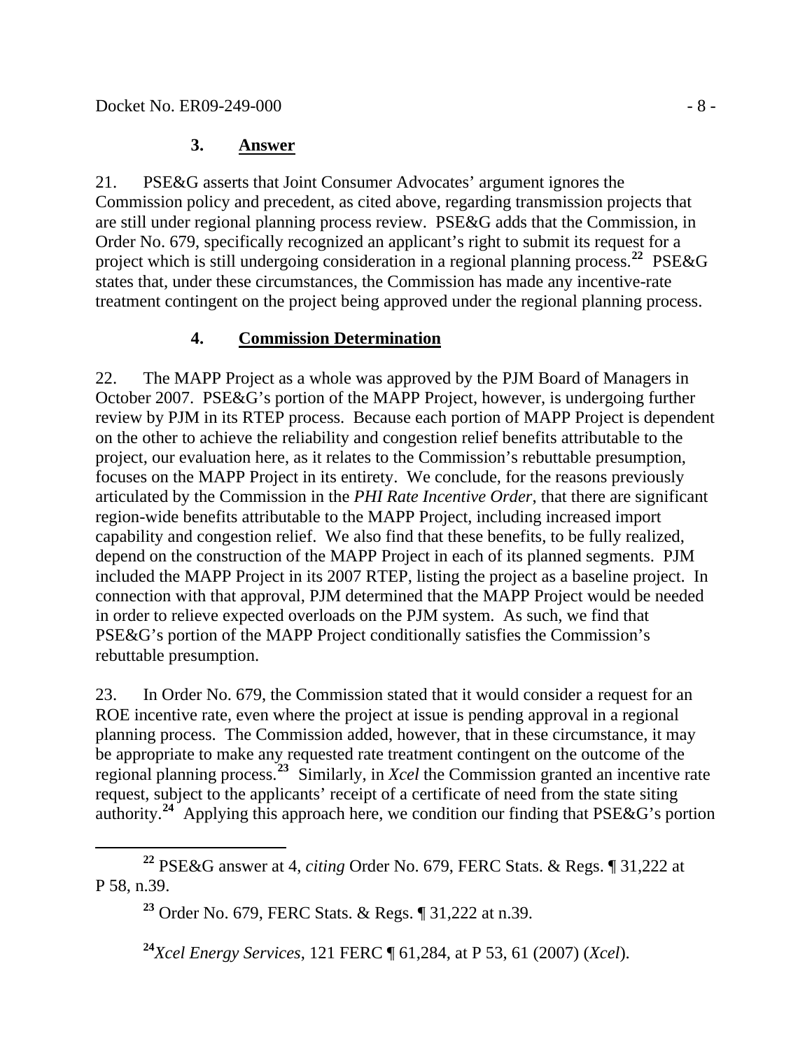### 3. Answer

21. PSE&G asserts that Joint Consumer Advocates' argument ignores the Commission policy and precedent, as cited above, regarding transmission projects that are still under regional planning process review. PSE&G adds that the Commission, in Order No. 679, specifically recognized an applicant's right to submit its request for a project which is still undergoing consideration in a regional planning process.[22] PSE&G states that, under these circumstances, the Commission has made any incentive-rate treatment contingent on the project being approved under the regional planning process.

### 4. Commission Determination

22. The MAPP Project as a whole was approved by the PJM Board of Managers in October 2007. PSE&G's portion of the MAPP Project, however, is undergoing further review by PJM in its RTEP process. Because each portion of MAPP Project is dependent on the other to achieve the reliability and congestion relief benefits attributable to the project, our evaluation here, as it relates to the Commission's rebuttable presumption, focuses on the MAPP Project in its entirety. We conclude, for the reasons previously articulated by the Commission in the *PHI Rate Incentive Order*, that there are significant region-wide benefits attributable to the MAPP Project, including increased import capability and congestion relief. We also find that these benefits, to be fully realized, depend on the construction of the MAPP Project in each of its planned segments. PJM included the MAPP Project in its 2007 RTEP, listing the project as a baseline project. In connection with that approval, PJM determined that the MAPP Project would be needed in order to relieve expected overloads on the PJM system. As such, we find that PSE&G's portion of the MAPP Project conditionally satisfies the Commission's rebuttable presumption.

23. In Order No. 679, the Commission stated that it would consider a request for an ROE incentive rate, even where the project at issue is pending approval in a regional planning process. The Commission added, however, that in these circumstance, it may be appropriate to make any requested rate treatment contingent on the outcome of the regional planning process.[23] Similarly, in *Xcel* the Commission granted an incentive rate request, subject to the applicants' receipt of a certificate of need from the state siting authority.[24] Applying this approach here, we condition our finding that PSE&G's portion

---

[22] PSE&G answer at 4, *citing* Order No. 679, FERC Stats. & Regs. ¶ 31,222 at P 58, n.39.

[23] Order No. 679, FERC Stats. & Regs. ¶ 31,222 at n.39.

[24] *Xcel Energy Services*, 121 FERC ¶ 61,284, at P 53, 61 (2007) (*Xcel*).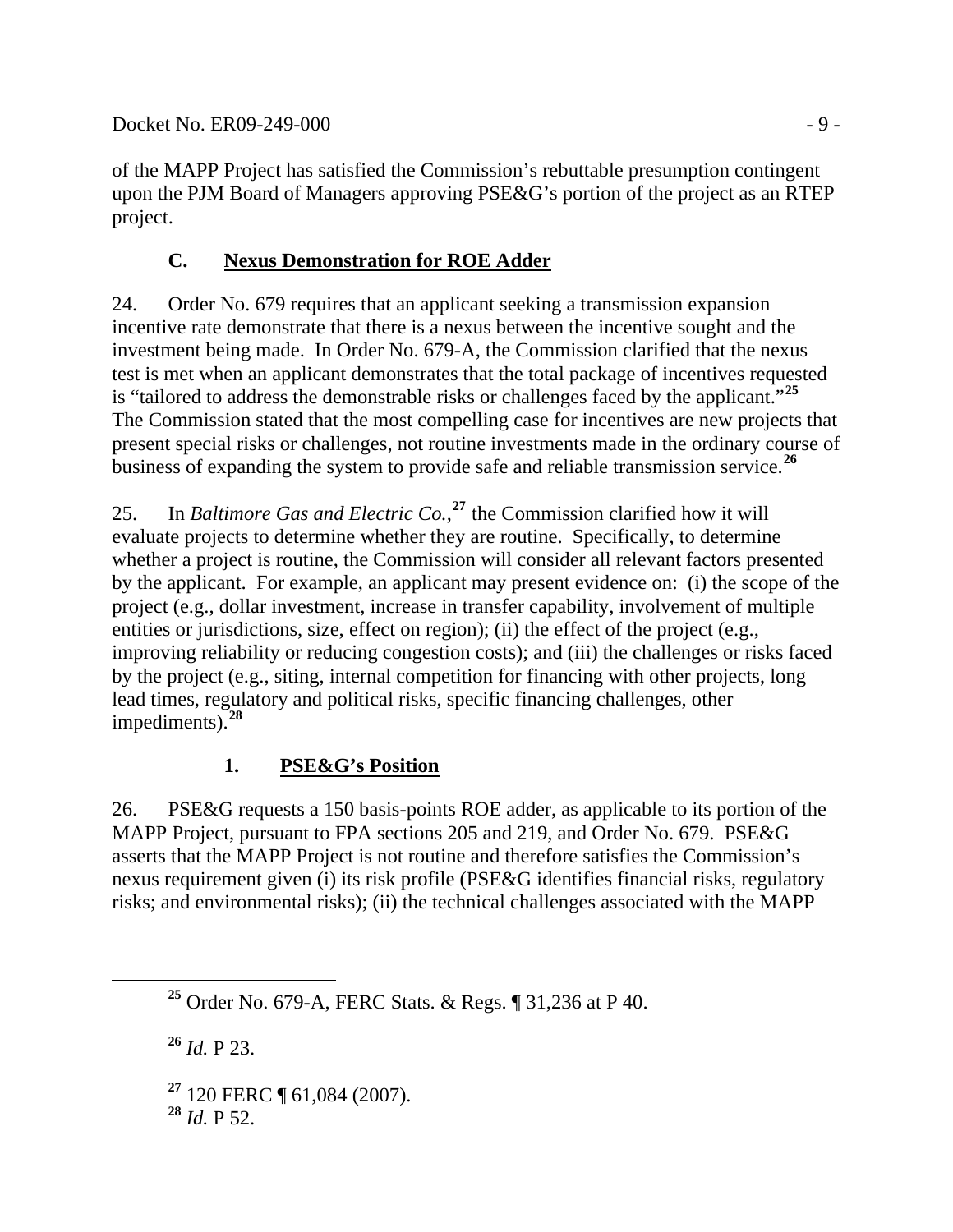of the MAPP Project has satisfied the Commission's rebuttable presumption contingent upon the PJM Board of Managers approving PSE&G's portion of the project as an RTEP project.

### C. Nexus Demonstration for ROE Adder

24. Order No. 679 requires that an applicant seeking a transmission expansion incentive rate demonstrate that there is a nexus between the incentive sought and the investment being made. In Order No. 679-A, the Commission clarified that the nexus test is met when an applicant demonstrates that the total package of incentives requested is "tailored to address the demonstrable risks or challenges faced by the applicant."[25] The Commission stated that the most compelling case for incentives are new projects that present special risks or challenges, not routine investments made in the ordinary course of business of expanding the system to provide safe and reliable transmission service.[26]

25. In *Baltimore Gas and Electric Co.*,[27] the Commission clarified how it will evaluate projects to determine whether they are routine. Specifically, to determine whether a project is routine, the Commission will consider all relevant factors presented by the applicant. For example, an applicant may present evidence on: (i) the scope of the project (e.g., dollar investment, increase in transfer capability, involvement of multiple entities or jurisdictions, size, effect on region); (ii) the effect of the project (e.g., improving reliability or reducing congestion costs); and (iii) the challenges or risks faced by the project (e.g., siting, internal competition for financing with other projects, long lead times, regulatory and political risks, specific financing challenges, other impediments).[28]

#### 1. PSE&G's Position

26. PSE&G requests a 150 basis-points ROE adder, as applicable to its portion of the MAPP Project, pursuant to FPA sections 205 and 219, and Order No. 679. PSE&G asserts that the MAPP Project is not routine and therefore satisfies the Commission's nexus requirement given (i) its risk profile (PSE&G identifies financial risks, regulatory risks; and environmental risks); (ii) the technical challenges associated with the MAPP

---

[25] Order No. 679-A, FERC Stats. & Regs. ¶ 31,236 at P 40.

[26] *Id.* P 23.

[27] 120 FERC ¶ 61,084 (2007).

[28] *Id.* P 52.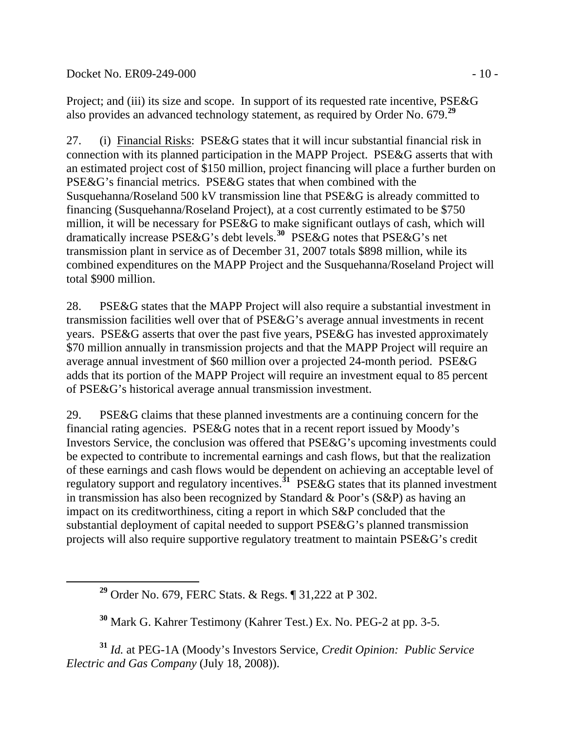Project; and (iii) its size and scope. In support of its requested rate incentive, PSE&G also provides an advanced technology statement, as required by Order No. 679.[29]

27. (i) Financial Risks: PSE&G states that it will incur substantial financial risk in connection with its planned participation in the MAPP Project. PSE&G asserts that with an estimated project cost of $150 million, project financing will place a further burden on PSE&G's financial metrics. PSE&G states that when combined with the Susquehanna/Roseland 500 kV transmission line that PSE&G is already committed to financing (Susquehanna/Roseland Project), at a cost currently estimated to be $750 million, it will be necessary for PSE&G to make significant outlays of cash, which will dramatically increase PSE&G's debt levels.[30] PSE&G notes that PSE&G's net transmission plant in service as of December 31, 2007 totals $898 million, while its combined expenditures on the MAPP Project and the Susquehanna/Roseland Project will total $900 million.

28. PSE&G states that the MAPP Project will also require a substantial investment in transmission facilities well over that of PSE&G's average annual investments in recent years. PSE&G asserts that over the past five years, PSE&G has invested approximately $70 million annually in transmission projects and that the MAPP Project will require an average annual investment of $60 million over a projected 24-month period. PSE&G adds that its portion of the MAPP Project will require an investment equal to 85 percent of PSE&G's historical average annual transmission investment.

29. PSE&G claims that these planned investments are a continuing concern for the financial rating agencies. PSE&G notes that in a recent report issued by Moody's Investors Service, the conclusion was offered that PSE&G's upcoming investments could be expected to contribute to incremental earnings and cash flows, but that the realization of these earnings and cash flows would be dependent on achieving an acceptable level of regulatory support and regulatory incentives.[31] PSE&G states that its planned investment in transmission has also been recognized by Standard & Poor's (S&P) as having an impact on its creditworthiness, citing a report in which S&P concluded that the substantial deployment of capital needed to support PSE&G's planned transmission projects will also require supportive regulatory treatment to maintain PSE&G's credit

---

[29] Order No. 679, FERC Stats. & Regs. ¶ 31,222 at P 302.

[30] Mark G. Kahrer Testimony (Kahrer Test.) Ex. No. PEG-2 at pp. 3-5.

[31] *Id.* at PEG-1A (Moody's Investors Service, *Credit Opinion: Public Service Electric and Gas Company* (July 18, 2008)).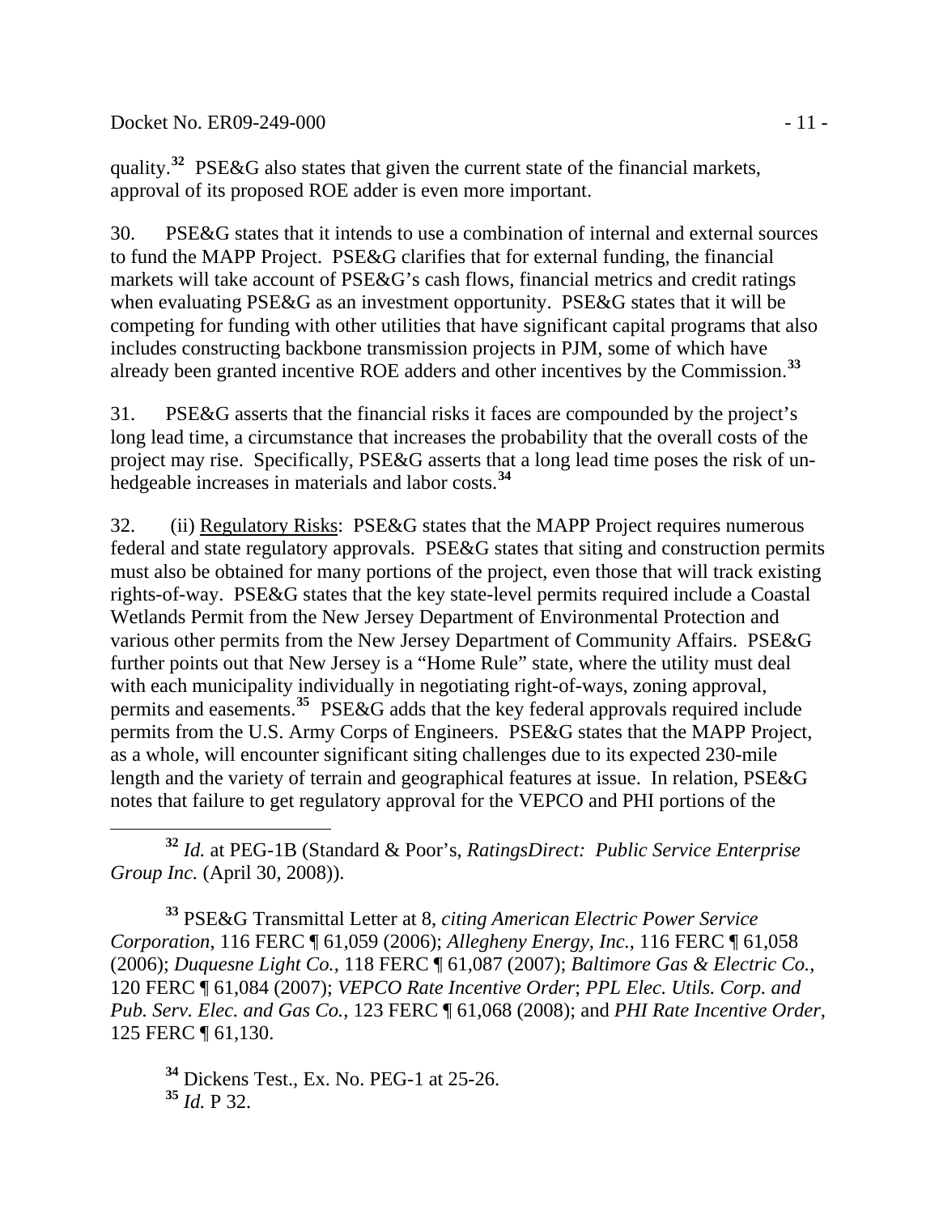quality.[32] PSE&G also states that given the current state of the financial markets, approval of its proposed ROE adder is even more important.

30. PSE&G states that it intends to use a combination of internal and external sources to fund the MAPP Project. PSE&G clarifies that for external funding, the financial markets will take account of PSE&G's cash flows, financial metrics and credit ratings when evaluating PSE&G as an investment opportunity. PSE&G states that it will be competing for funding with other utilities that have significant capital programs that also includes constructing backbone transmission projects in PJM, some of which have already been granted incentive ROE adders and other incentives by the Commission.[33]

31. PSE&G asserts that the financial risks it faces are compounded by the project's long lead time, a circumstance that increases the probability that the overall costs of the project may rise. Specifically, PSE&G asserts that a long lead time poses the risk of un-hedgeable increases in materials and labor costs.[34]

32. (ii) Regulatory Risks: PSE&G states that the MAPP Project requires numerous federal and state regulatory approvals. PSE&G states that siting and construction permits must also be obtained for many portions of the project, even those that will track existing rights-of-way. PSE&G states that the key state-level permits required include a Coastal Wetlands Permit from the New Jersey Department of Environmental Protection and various other permits from the New Jersey Department of Community Affairs. PSE&G further points out that New Jersey is a "Home Rule" state, where the utility must deal with each municipality individually in negotiating right-of-ways, zoning approval, permits and easements.[35] PSE&G adds that the key federal approvals required include permits from the U.S. Army Corps of Engineers. PSE&G states that the MAPP Project, as a whole, will encounter significant siting challenges due to its expected 230-mile length and the variety of terrain and geographical features at issue. In relation, PSE&G notes that failure to get regulatory approval for the VEPCO and PHI portions of the

---

[32] *Id.* at PEG-1B (Standard & Poor's, *RatingsDirect: Public Service Enterprise Group Inc.* (April 30, 2008)).

[33] PSE&G Transmittal Letter at 8, *citing American Electric Power Service Corporation*, 116 FERC ¶ 61,059 (2006); *Allegheny Energy, Inc.*, 116 FERC ¶ 61,058 (2006); *Duquesne Light Co.*, 118 FERC ¶ 61,087 (2007); *Baltimore Gas & Electric Co.*, 120 FERC ¶ 61,084 (2007); *VEPCO Rate Incentive Order*; *PPL Elec. Utils. Corp. and Pub. Serv. Elec. and Gas Co.*, 123 FERC ¶ 61,068 (2008); and *PHI Rate Incentive Order*, 125 FERC ¶ 61,130.

[34] Dickens Test., Ex. No. PEG-1 at 25-26.

[35] *Id.* P 32.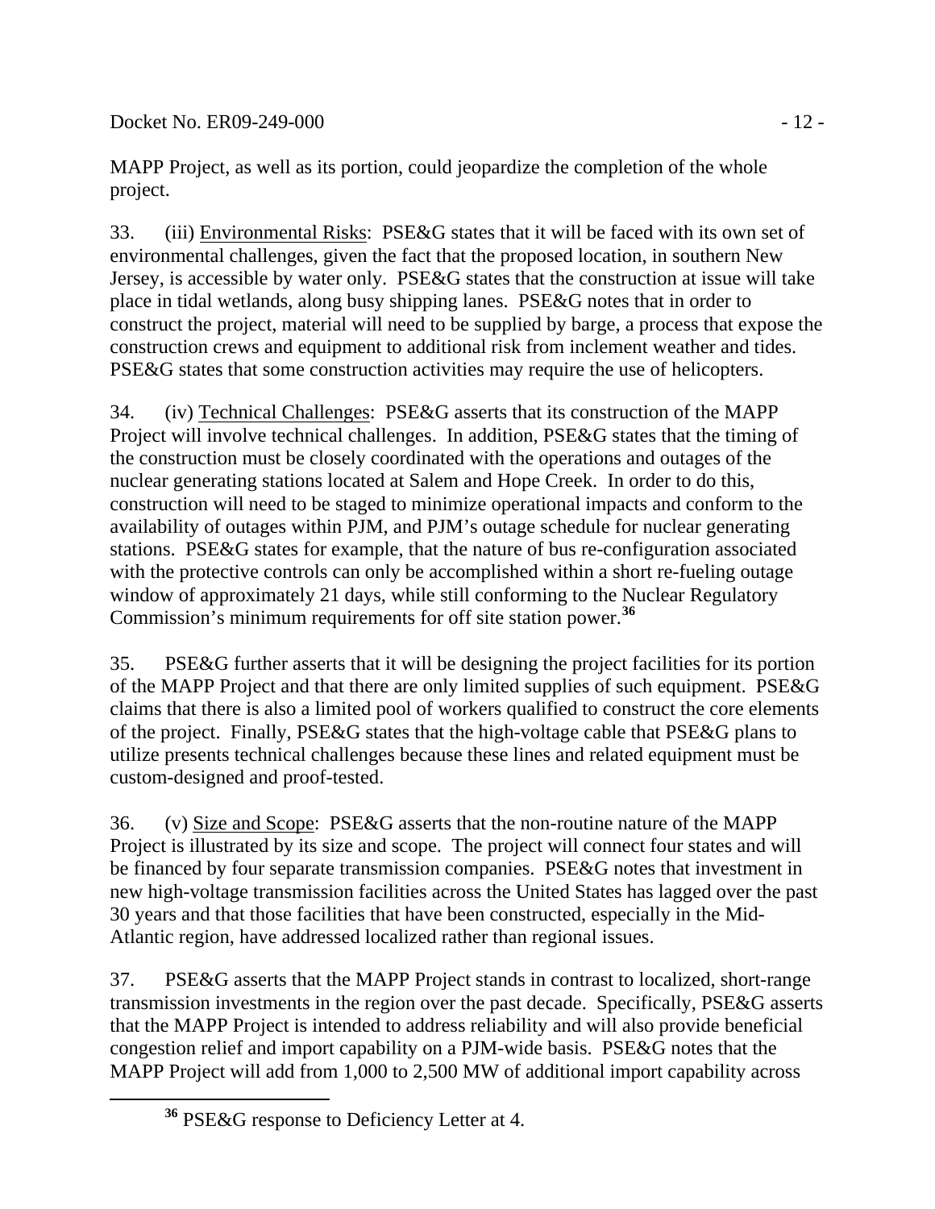MAPP Project, as well as its portion, could jeopardize the completion of the whole project.

33. (iii) Environmental Risks: PSE&G states that it will be faced with its own set of environmental challenges, given the fact that the proposed location, in southern New Jersey, is accessible by water only. PSE&G states that the construction at issue will take place in tidal wetlands, along busy shipping lanes. PSE&G notes that in order to construct the project, material will need to be supplied by barge, a process that expose the construction crews and equipment to additional risk from inclement weather and tides. PSE&G states that some construction activities may require the use of helicopters.

34. (iv) Technical Challenges: PSE&G asserts that its construction of the MAPP Project will involve technical challenges. In addition, PSE&G states that the timing of the construction must be closely coordinated with the operations and outages of the nuclear generating stations located at Salem and Hope Creek. In order to do this, construction will need to be staged to minimize operational impacts and conform to the availability of outages within PJM, and PJM's outage schedule for nuclear generating stations. PSE&G states for example, that the nature of bus re-configuration associated with the protective controls can only be accomplished within a short re-fueling outage window of approximately 21 days, while still conforming to the Nuclear Regulatory Commission's minimum requirements for off site station power.[36]

35. PSE&G further asserts that it will be designing the project facilities for its portion of the MAPP Project and that there are only limited supplies of such equipment. PSE&G claims that there is also a limited pool of workers qualified to construct the core elements of the project. Finally, PSE&G states that the high-voltage cable that PSE&G plans to utilize presents technical challenges because these lines and related equipment must be custom-designed and proof-tested.

36. (v) Size and Scope: PSE&G asserts that the non-routine nature of the MAPP Project is illustrated by its size and scope. The project will connect four states and will be financed by four separate transmission companies. PSE&G notes that investment in new high-voltage transmission facilities across the United States has lagged over the past 30 years and that those facilities that have been constructed, especially in the Mid-Atlantic region, have addressed localized rather than regional issues.

37. PSE&G asserts that the MAPP Project stands in contrast to localized, short-range transmission investments in the region over the past decade. Specifically, PSE&G asserts that the MAPP Project is intended to address reliability and will also provide beneficial congestion relief and import capability on a PJM-wide basis. PSE&G notes that the MAPP Project will add from 1,000 to 2,500 MW of additional import capability across

---

[36] PSE&G response to Deficiency Letter at 4.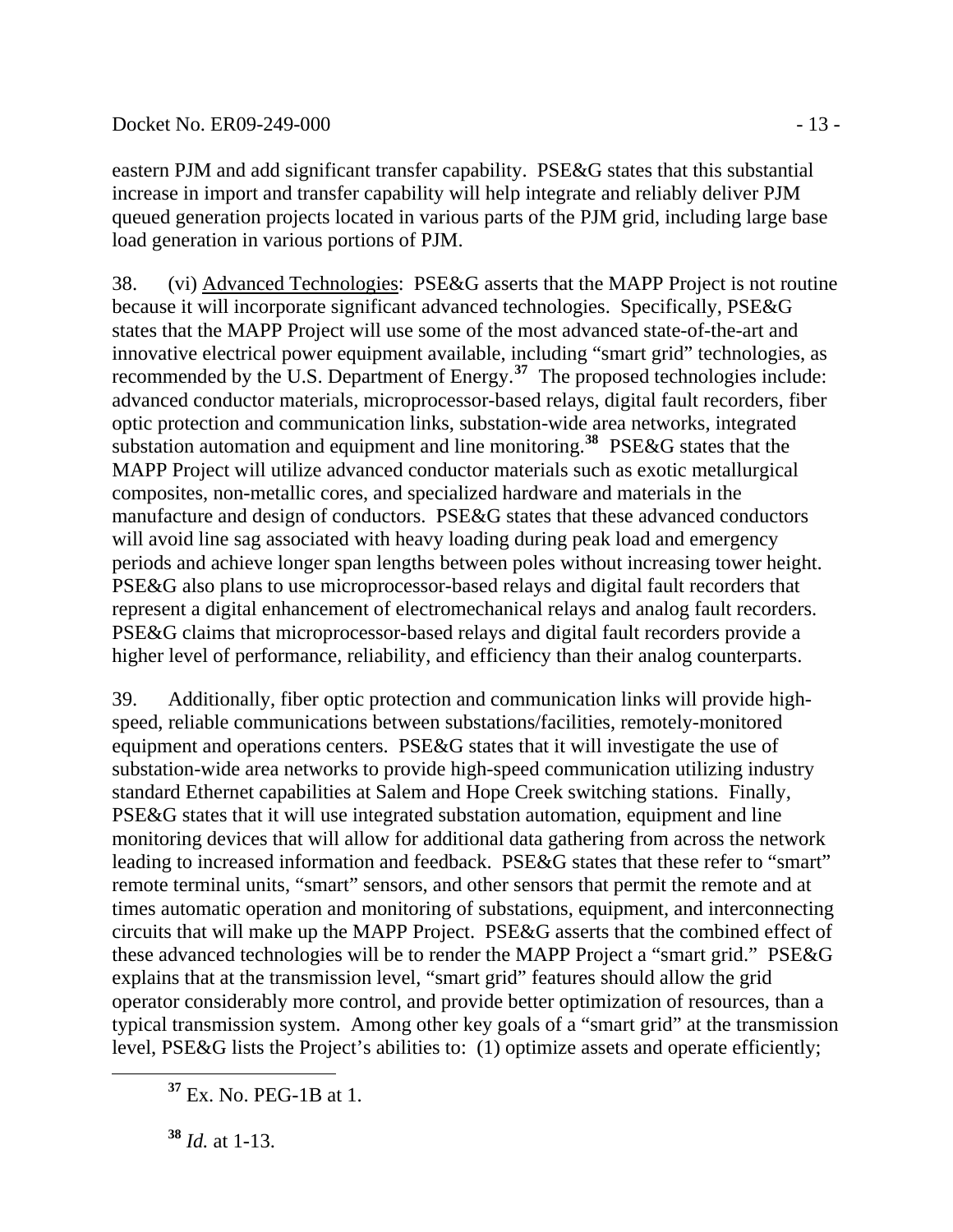eastern PJM and add significant transfer capability. PSE&G states that this substantial increase in import and transfer capability will help integrate and reliably deliver PJM queued generation projects located in various parts of the PJM grid, including large base load generation in various portions of PJM.

38. (vi) Advanced Technologies: PSE&G asserts that the MAPP Project is not routine because it will incorporate significant advanced technologies. Specifically, PSE&G states that the MAPP Project will use some of the most advanced state-of-the-art and innovative electrical power equipment available, including "smart grid" technologies, as recommended by the U.S. Department of Energy.[37] The proposed technologies include: advanced conductor materials, microprocessor-based relays, digital fault recorders, fiber optic protection and communication links, substation-wide area networks, integrated substation automation and equipment and line monitoring.[38] PSE&G states that the MAPP Project will utilize advanced conductor materials such as exotic metallurgical composites, non-metallic cores, and specialized hardware and materials in the manufacture and design of conductors. PSE&G states that these advanced conductors will avoid line sag associated with heavy loading during peak load and emergency periods and achieve longer span lengths between poles without increasing tower height. PSE&G also plans to use microprocessor-based relays and digital fault recorders that represent a digital enhancement of electromechanical relays and analog fault recorders. PSE&G claims that microprocessor-based relays and digital fault recorders provide a higher level of performance, reliability, and efficiency than their analog counterparts.

39. Additionally, fiber optic protection and communication links will provide high-speed, reliable communications between substations/facilities, remotely-monitored equipment and operations centers. PSE&G states that it will investigate the use of substation-wide area networks to provide high-speed communication utilizing industry standard Ethernet capabilities at Salem and Hope Creek switching stations. Finally, PSE&G states that it will use integrated substation automation, equipment and line monitoring devices that will allow for additional data gathering from across the network leading to increased information and feedback. PSE&G states that these refer to "smart" remote terminal units, "smart" sensors, and other sensors that permit the remote and at times automatic operation and monitoring of substations, equipment, and interconnecting circuits that will make up the MAPP Project. PSE&G asserts that the combined effect of these advanced technologies will be to render the MAPP Project a "smart grid." PSE&G explains that at the transmission level, "smart grid" features should allow the grid operator considerably more control, and provide better optimization of resources, than a typical transmission system. Among other key goals of a "smart grid" at the transmission level, PSE&G lists the Project's abilities to: (1) optimize assets and operate efficiently;

---

[37] Ex. No. PEG-1B at 1.

[38] *Id.* at 1-13.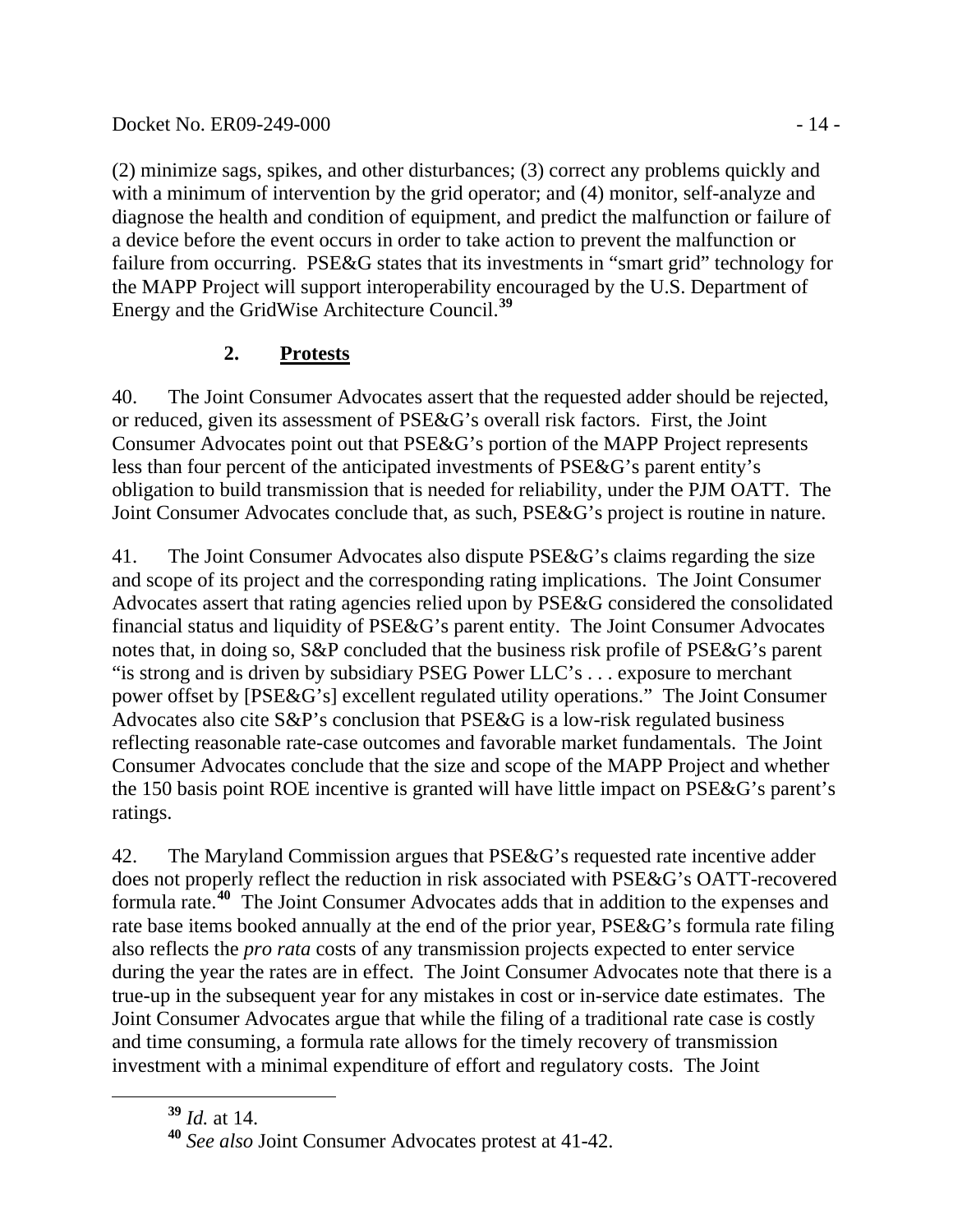(2) minimize sags, spikes, and other disturbances; (3) correct any problems quickly and with a minimum of intervention by the grid operator; and (4) monitor, self-analyze and diagnose the health and condition of equipment, and predict the malfunction or failure of a device before the event occurs in order to take action to prevent the malfunction or failure from occurring. PSE&G states that its investments in "smart grid" technology for the MAPP Project will support interoperability encouraged by the U.S. Department of Energy and the GridWise Architecture Council.[39]

### 2. Protests

40. The Joint Consumer Advocates assert that the requested adder should be rejected, or reduced, given its assessment of PSE&G's overall risk factors. First, the Joint Consumer Advocates point out that PSE&G's portion of the MAPP Project represents less than four percent of the anticipated investments of PSE&G's parent entity's obligation to build transmission that is needed for reliability, under the PJM OATT. The Joint Consumer Advocates conclude that, as such, PSE&G's project is routine in nature.

41. The Joint Consumer Advocates also dispute PSE&G's claims regarding the size and scope of its project and the corresponding rating implications. The Joint Consumer Advocates assert that rating agencies relied upon by PSE&G considered the consolidated financial status and liquidity of PSE&G's parent entity. The Joint Consumer Advocates notes that, in doing so, S&P concluded that the business risk profile of PSE&G's parent "is strong and is driven by subsidiary PSEG Power LLC's . . . exposure to merchant power offset by [PSE&G's] excellent regulated utility operations." The Joint Consumer Advocates also cite S&P's conclusion that PSE&G is a low-risk regulated business reflecting reasonable rate-case outcomes and favorable market fundamentals. The Joint Consumer Advocates conclude that the size and scope of the MAPP Project and whether the 150 basis point ROE incentive is granted will have little impact on PSE&G's parent's ratings.

42. The Maryland Commission argues that PSE&G's requested rate incentive adder does not properly reflect the reduction in risk associated with PSE&G's OATT-recovered formula rate.[40] The Joint Consumer Advocates adds that in addition to the expenses and rate base items booked annually at the end of the prior year, PSE&G's formula rate filing also reflects the *pro rata* costs of any transmission projects expected to enter service during the year the rates are in effect. The Joint Consumer Advocates note that there is a true-up in the subsequent year for any mistakes in cost or in-service date estimates. The Joint Consumer Advocates argue that while the filing of a traditional rate case is costly and time consuming, a formula rate allows for the timely recovery of transmission investment with a minimal expenditure of effort and regulatory costs. The Joint

---

[39] *Id.* at 14.

[40] *See also* Joint Consumer Advocates protest at 41-42.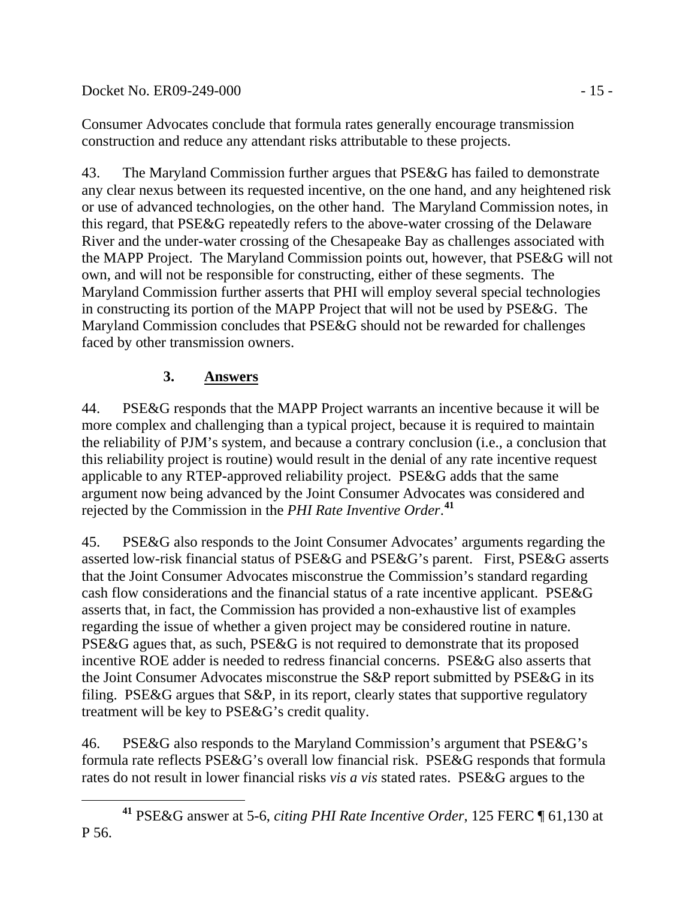Consumer Advocates conclude that formula rates generally encourage transmission construction and reduce any attendant risks attributable to these projects.

43. The Maryland Commission further argues that PSE&G has failed to demonstrate any clear nexus between its requested incentive, on the one hand, and any heightened risk or use of advanced technologies, on the other hand. The Maryland Commission notes, in this regard, that PSE&G repeatedly refers to the above-water crossing of the Delaware River and the under-water crossing of the Chesapeake Bay as challenges associated with the MAPP Project. The Maryland Commission points out, however, that PSE&G will not own, and will not be responsible for constructing, either of these segments. The Maryland Commission further asserts that PHI will employ several special technologies in constructing its portion of the MAPP Project that will not be used by PSE&G. The Maryland Commission concludes that PSE&G should not be rewarded for challenges faced by other transmission owners.

### 3. Answers

44. PSE&G responds that the MAPP Project warrants an incentive because it will be more complex and challenging than a typical project, because it is required to maintain the reliability of PJM's system, and because a contrary conclusion (i.e., a conclusion that this reliability project is routine) would result in the denial of any rate incentive request applicable to any RTEP-approved reliability project. PSE&G adds that the same argument now being advanced by the Joint Consumer Advocates was considered and rejected by the Commission in the *PHI Rate Inventive Order*.[41]

45. PSE&G also responds to the Joint Consumer Advocates' arguments regarding the asserted low-risk financial status of PSE&G and PSE&G's parent. First, PSE&G asserts that the Joint Consumer Advocates misconstrue the Commission's standard regarding cash flow considerations and the financial status of a rate incentive applicant. PSE&G asserts that, in fact, the Commission has provided a non-exhaustive list of examples regarding the issue of whether a given project may be considered routine in nature. PSE&G agues that, as such, PSE&G is not required to demonstrate that its proposed incentive ROE adder is needed to redress financial concerns. PSE&G also asserts that the Joint Consumer Advocates misconstrue the S&P report submitted by PSE&G in its filing. PSE&G argues that S&P, in its report, clearly states that supportive regulatory treatment will be key to PSE&G's credit quality.

46. PSE&G also responds to the Maryland Commission's argument that PSE&G's formula rate reflects PSE&G's overall low financial risk. PSE&G responds that formula rates do not result in lower financial risks *vis a vis* stated rates. PSE&G argues to the

[41] PSE&G answer at 5-6, *citing PHI Rate Incentive Order*, 125 FERC ¶ 61,130 at P 56.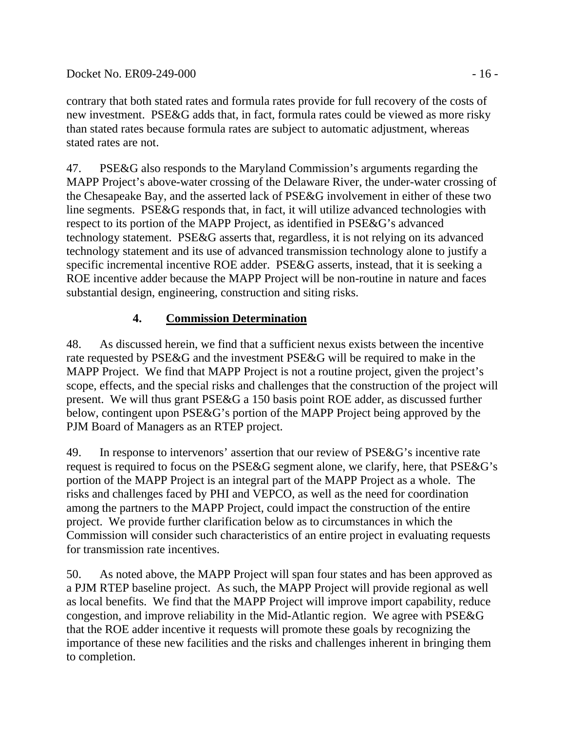contrary that both stated rates and formula rates provide for full recovery of the costs of new investment. PSE&G adds that, in fact, formula rates could be viewed as more risky than stated rates because formula rates are subject to automatic adjustment, whereas stated rates are not.

47. PSE&G also responds to the Maryland Commission's arguments regarding the MAPP Project's above-water crossing of the Delaware River, the under-water crossing of the Chesapeake Bay, and the asserted lack of PSE&G involvement in either of these two line segments. PSE&G responds that, in fact, it will utilize advanced technologies with respect to its portion of the MAPP Project, as identified in PSE&G's advanced technology statement. PSE&G asserts that, regardless, it is not relying on its advanced technology statement and its use of advanced transmission technology alone to justify a specific incremental incentive ROE adder. PSE&G asserts, instead, that it is seeking a ROE incentive adder because the MAPP Project will be non-routine in nature and faces substantial design, engineering, construction and siting risks.

### 4. Commission Determination

48. As discussed herein, we find that a sufficient nexus exists between the incentive rate requested by PSE&G and the investment PSE&G will be required to make in the MAPP Project. We find that MAPP Project is not a routine project, given the project's scope, effects, and the special risks and challenges that the construction of the project will present. We will thus grant PSE&G a 150 basis point ROE adder, as discussed further below, contingent upon PSE&G's portion of the MAPP Project being approved by the PJM Board of Managers as an RTEP project.

49. In response to intervenors' assertion that our review of PSE&G's incentive rate request is required to focus on the PSE&G segment alone, we clarify, here, that PSE&G's portion of the MAPP Project is an integral part of the MAPP Project as a whole. The risks and challenges faced by PHI and VEPCO, as well as the need for coordination among the partners to the MAPP Project, could impact the construction of the entire project. We provide further clarification below as to circumstances in which the Commission will consider such characteristics of an entire project in evaluating requests for transmission rate incentives.

50. As noted above, the MAPP Project will span four states and has been approved as a PJM RTEP baseline project. As such, the MAPP Project will provide regional as well as local benefits. We find that the MAPP Project will improve import capability, reduce congestion, and improve reliability in the Mid-Atlantic region. We agree with PSE&G that the ROE adder incentive it requests will promote these goals by recognizing the importance of these new facilities and the risks and challenges inherent in bringing them to completion.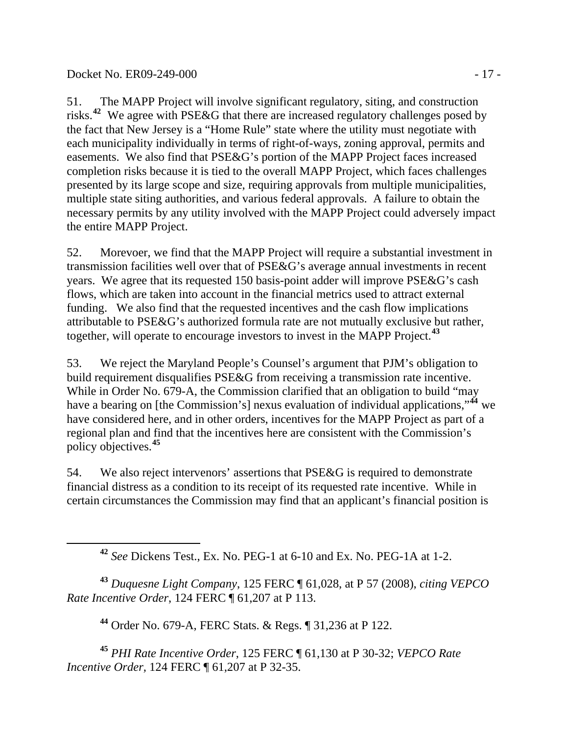51. The MAPP Project will involve significant regulatory, siting, and construction risks.[42] We agree with PSE&G that there are increased regulatory challenges posed by the fact that New Jersey is a "Home Rule" state where the utility must negotiate with each municipality individually in terms of right-of-ways, zoning approval, permits and easements. We also find that PSE&G's portion of the MAPP Project faces increased completion risks because it is tied to the overall MAPP Project, which faces challenges presented by its large scope and size, requiring approvals from multiple municipalities, multiple state siting authorities, and various federal approvals. A failure to obtain the necessary permits by any utility involved with the MAPP Project could adversely impact the entire MAPP Project.

52. Morevoer, we find that the MAPP Project will require a substantial investment in transmission facilities well over that of PSE&G's average annual investments in recent years. We agree that its requested 150 basis-point adder will improve PSE&G's cash flows, which are taken into account in the financial metrics used to attract external funding. We also find that the requested incentives and the cash flow implications attributable to PSE&G's authorized formula rate are not mutually exclusive but rather, together, will operate to encourage investors to invest in the MAPP Project.[43]

53. We reject the Maryland People's Counsel's argument that PJM's obligation to build requirement disqualifies PSE&G from receiving a transmission rate incentive. While in Order No. 679-A, the Commission clarified that an obligation to build "may have a bearing on [the Commission's] nexus evaluation of individual applications,"[44] we have considered here, and in other orders, incentives for the MAPP Project as part of a regional plan and find that the incentives here are consistent with the Commission's policy objectives.[45]

54. We also reject intervenors' assertions that PSE&G is required to demonstrate financial distress as a condition to its receipt of its requested rate incentive. While in certain circumstances the Commission may find that an applicant's financial position is

---

[42] *See* Dickens Test., Ex. No. PEG-1 at 6-10 and Ex. No. PEG-1A at 1-2.

[43] *Duquesne Light Company*, 125 FERC ¶ 61,028, at P 57 (2008), *citing VEPCO Rate Incentive Order*, 124 FERC ¶ 61,207 at P 113.

[44] Order No. 679-A, FERC Stats. & Regs. ¶ 31,236 at P 122.

[45] *PHI Rate Incentive Order*, 125 FERC ¶ 61,130 at P 30-32; *VEPCO Rate Incentive Order*, 124 FERC ¶ 61,207 at P 32-35.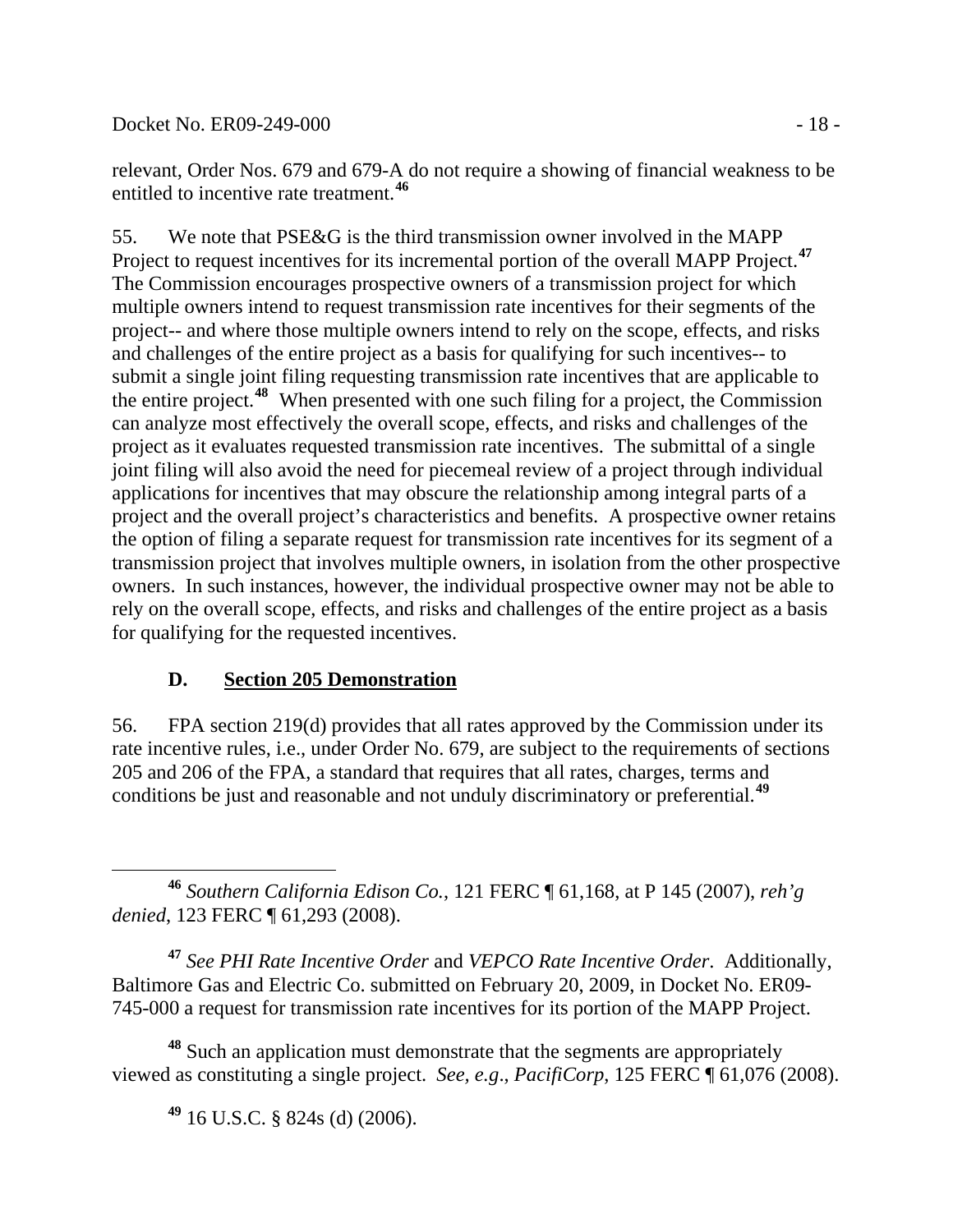relevant, Order Nos. 679 and 679-A do not require a showing of financial weakness to be entitled to incentive rate treatment.[46]

55. We note that PSE&G is the third transmission owner involved in the MAPP Project to request incentives for its incremental portion of the overall MAPP Project.[47] The Commission encourages prospective owners of a transmission project for which multiple owners intend to request transmission rate incentives for their segments of the project-- and where those multiple owners intend to rely on the scope, effects, and risks and challenges of the entire project as a basis for qualifying for such incentives-- to submit a single joint filing requesting transmission rate incentives that are applicable to the entire project.[48] When presented with one such filing for a project, the Commission can analyze most effectively the overall scope, effects, and risks and challenges of the project as it evaluates requested transmission rate incentives. The submittal of a single joint filing will also avoid the need for piecemeal review of a project through individual applications for incentives that may obscure the relationship among integral parts of a project and the overall project's characteristics and benefits. A prospective owner retains the option of filing a separate request for transmission rate incentives for its segment of a transmission project that involves multiple owners, in isolation from the other prospective owners. In such instances, however, the individual prospective owner may not be able to rely on the overall scope, effects, and risks and challenges of the entire project as a basis for qualifying for the requested incentives.

### D. Section 205 Demonstration

56. FPA section 219(d) provides that all rates approved by the Commission under its rate incentive rules, i.e., under Order No. 679, are subject to the requirements of sections 205 and 206 of the FPA, a standard that requires that all rates, charges, terms and conditions be just and reasonable and not unduly discriminatory or preferential.[49]

---

[46] *Southern California Edison Co.*, 121 FERC ¶ 61,168, at P 145 (2007), *reh'g denied*, 123 FERC ¶ 61,293 (2008).

[47] *See PHI Rate Incentive Order* and *VEPCO Rate Incentive Order*. Additionally, Baltimore Gas and Electric Co. submitted on February 20, 2009, in Docket No. ER09-745-000 a request for transmission rate incentives for its portion of the MAPP Project.

[48] Such an application must demonstrate that the segments are appropriately viewed as constituting a single project. *See, e.g*., *PacifiCorp*, 125 FERC ¶ 61,076 (2008).

[49] 16 U.S.C. § 824s (d) (2006).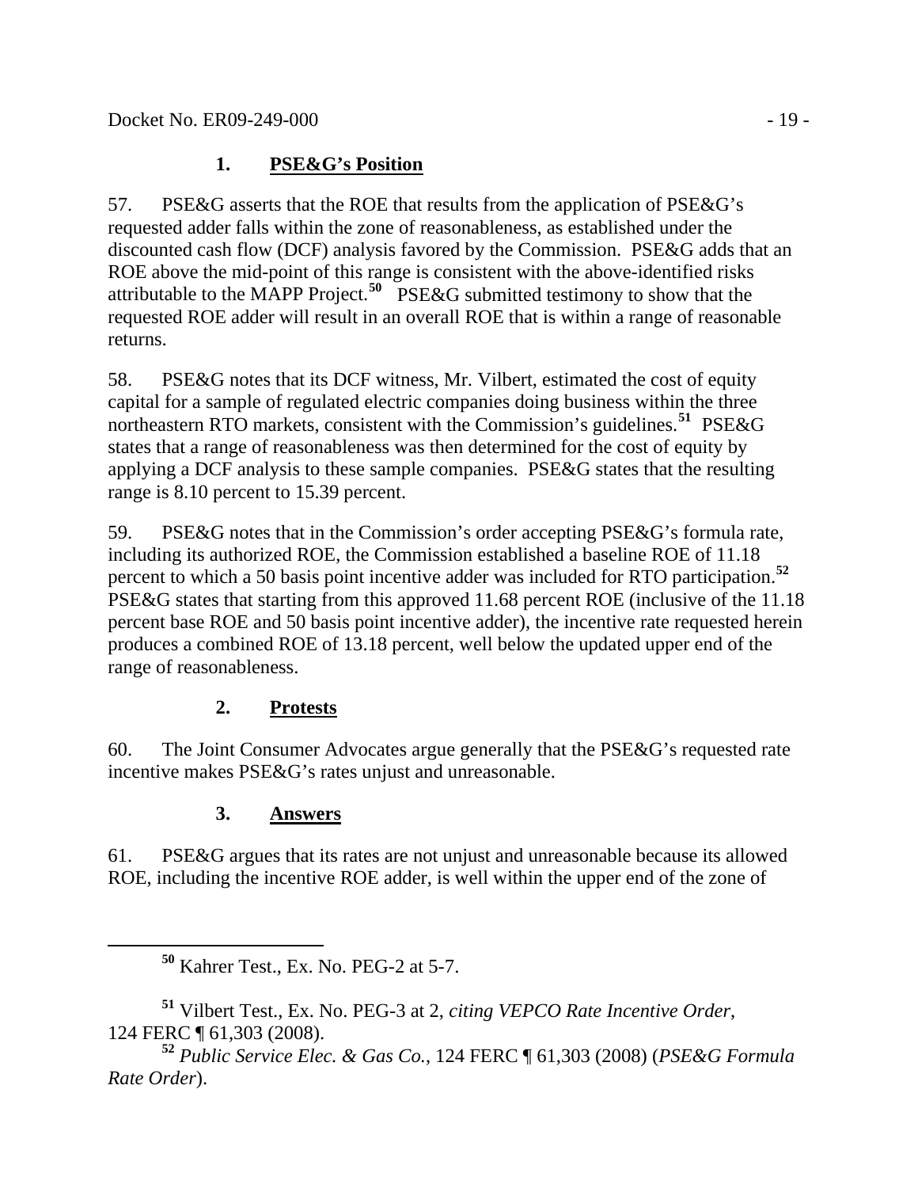### 1. PSE&G's Position

57. PSE&G asserts that the ROE that results from the application of PSE&G's requested adder falls within the zone of reasonableness, as established under the discounted cash flow (DCF) analysis favored by the Commission. PSE&G adds that an ROE above the mid-point of this range is consistent with the above-identified risks attributable to the MAPP Project.[50] PSE&G submitted testimony to show that the requested ROE adder will result in an overall ROE that is within a range of reasonable returns.

58. PSE&G notes that its DCF witness, Mr. Vilbert, estimated the cost of equity capital for a sample of regulated electric companies doing business within the three northeastern RTO markets, consistent with the Commission's guidelines.[51] PSE&G states that a range of reasonableness was then determined for the cost of equity by applying a DCF analysis to these sample companies. PSE&G states that the resulting range is 8.10 percent to 15.39 percent.

59. PSE&G notes that in the Commission's order accepting PSE&G's formula rate, including its authorized ROE, the Commission established a baseline ROE of 11.18 percent to which a 50 basis point incentive adder was included for RTO participation.[52] PSE&G states that starting from this approved 11.68 percent ROE (inclusive of the 11.18 percent base ROE and 50 basis point incentive adder), the incentive rate requested herein produces a combined ROE of 13.18 percent, well below the updated upper end of the range of reasonableness.

### 2. Protests

60. The Joint Consumer Advocates argue generally that the PSE&G's requested rate incentive makes PSE&G's rates unjust and unreasonable.

### 3. Answers

61. PSE&G argues that its rates are not unjust and unreasonable because its allowed ROE, including the incentive ROE adder, is well within the upper end of the zone of

---

[50] Kahrer Test., Ex. No. PEG-2 at 5-7.

[51] Vilbert Test., Ex. No. PEG-3 at 2, *citing VEPCO Rate Incentive Order*, 124 FERC ¶ 61,303 (2008).

[52] *Public Service Elec. & Gas Co.*, 124 FERC ¶ 61,303 (2008) (*PSE&G Formula Rate Order*).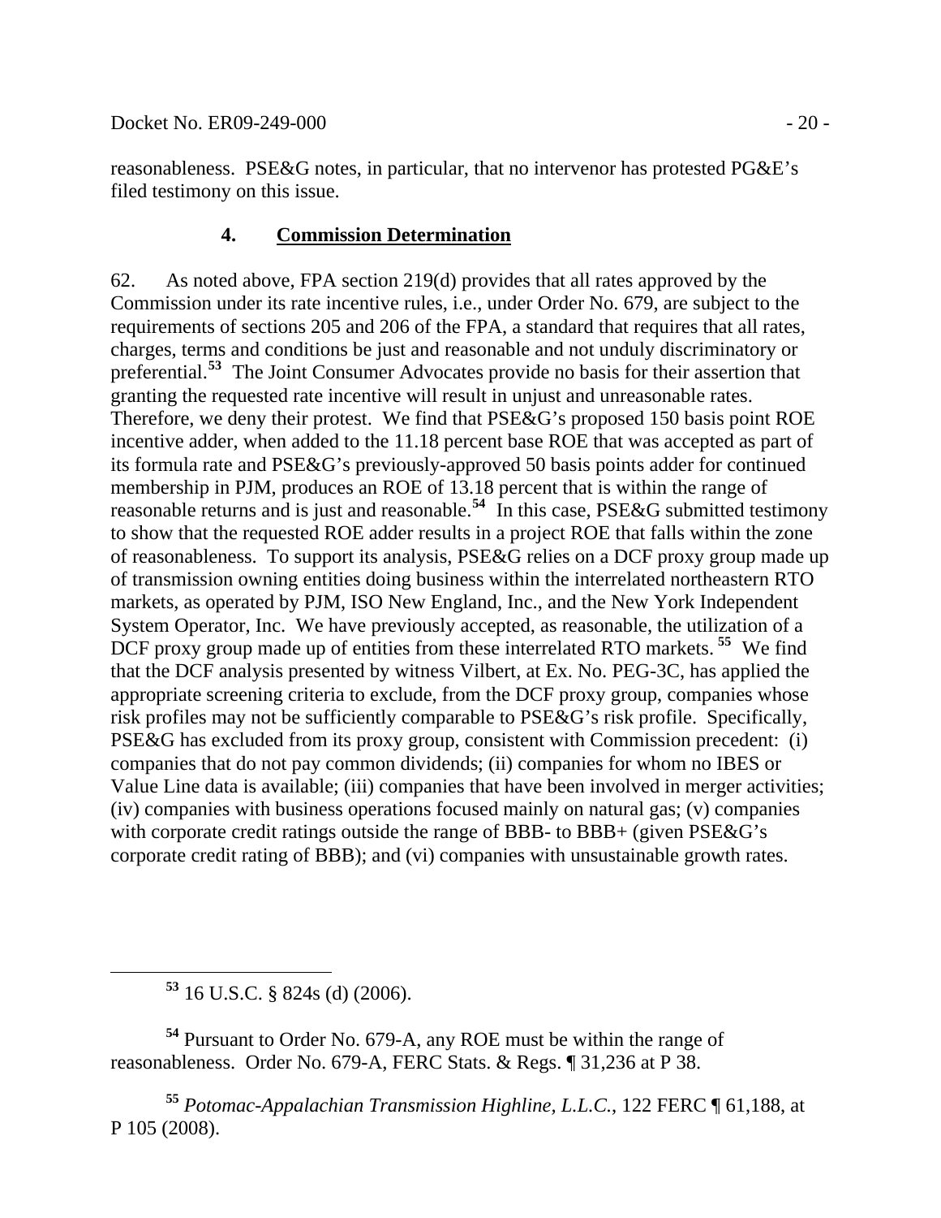reasonableness. PSE&G notes, in particular, that no intervenor has protested PG&E's filed testimony on this issue.

### 4. **Commission Determination**

62. As noted above, FPA section 219(d) provides that all rates approved by the Commission under its rate incentive rules, i.e., under Order No. 679, are subject to the requirements of sections 205 and 206 of the FPA, a standard that requires that all rates, charges, terms and conditions be just and reasonable and not unduly discriminatory or preferential.[53] The Joint Consumer Advocates provide no basis for their assertion that granting the requested rate incentive will result in unjust and unreasonable rates. Therefore, we deny their protest. We find that PSE&G's proposed 150 basis point ROE incentive adder, when added to the 11.18 percent base ROE that was accepted as part of its formula rate and PSE&G's previously-approved 50 basis points adder for continued membership in PJM, produces an ROE of 13.18 percent that is within the range of reasonable returns and is just and reasonable.[54] In this case, PSE&G submitted testimony to show that the requested ROE adder results in a project ROE that falls within the zone of reasonableness. To support its analysis, PSE&G relies on a DCF proxy group made up of transmission owning entities doing business within the interrelated northeastern RTO markets, as operated by PJM, ISO New England, Inc., and the New York Independent System Operator, Inc. We have previously accepted, as reasonable, the utilization of a DCF proxy group made up of entities from these interrelated RTO markets.[55] We find that the DCF analysis presented by witness Vilbert, at Ex. No. PEG-3C, has applied the appropriate screening criteria to exclude, from the DCF proxy group, companies whose risk profiles may not be sufficiently comparable to PSE&G's risk profile. Specifically, PSE&G has excluded from its proxy group, consistent with Commission precedent: (i) companies that do not pay common dividends; (ii) companies for whom no IBES or Value Line data is available; (iii) companies that have been involved in merger activities; (iv) companies with business operations focused mainly on natural gas; (v) companies with corporate credit ratings outside the range of BBB- to BBB+ (given PSE&G's corporate credit rating of BBB); and (vi) companies with unsustainable growth rates.

---

[53] 16 U.S.C. § 824s (d) (2006).

[54] Pursuant to Order No. 679-A, any ROE must be within the range of reasonableness. Order No. 679-A, FERC Stats. & Regs. ¶ 31,236 at P 38.

[55] *Potomac-Appalachian Transmission Highline, L.L.C.*, 122 FERC ¶ 61,188, at P 105 (2008).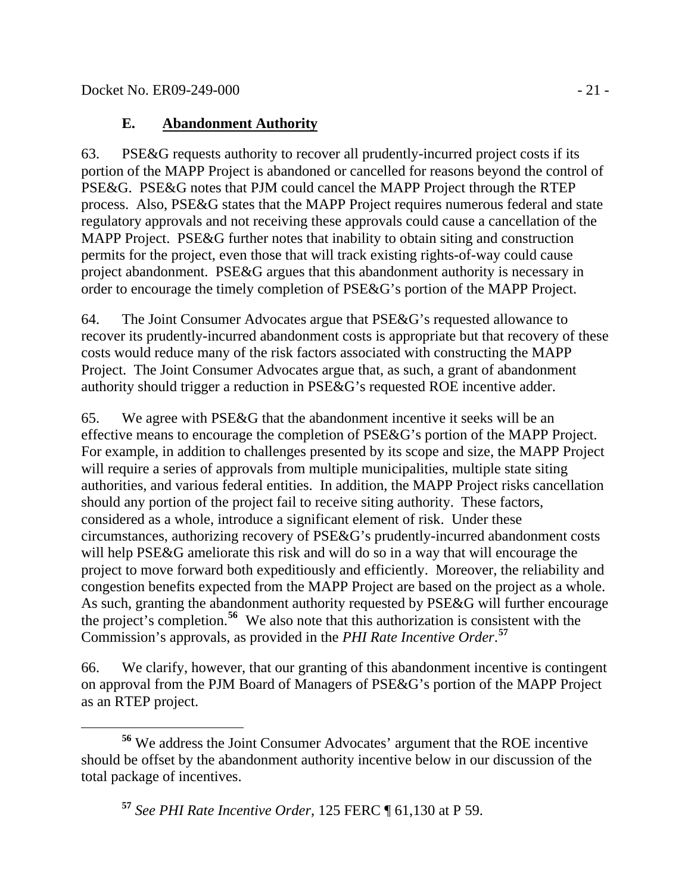### E. **Abandonment Authority**

63. PSE&G requests authority to recover all prudently-incurred project costs if its portion of the MAPP Project is abandoned or cancelled for reasons beyond the control of PSE&G. PSE&G notes that PJM could cancel the MAPP Project through the RTEP process. Also, PSE&G states that the MAPP Project requires numerous federal and state regulatory approvals and not receiving these approvals could cause a cancellation of the MAPP Project. PSE&G further notes that inability to obtain siting and construction permits for the project, even those that will track existing rights-of-way could cause project abandonment. PSE&G argues that this abandonment authority is necessary in order to encourage the timely completion of PSE&G's portion of the MAPP Project.

64. The Joint Consumer Advocates argue that PSE&G's requested allowance to recover its prudently-incurred abandonment costs is appropriate but that recovery of these costs would reduce many of the risk factors associated with constructing the MAPP Project. The Joint Consumer Advocates argue that, as such, a grant of abandonment authority should trigger a reduction in PSE&G's requested ROE incentive adder.

65. We agree with PSE&G that the abandonment incentive it seeks will be an effective means to encourage the completion of PSE&G's portion of the MAPP Project. For example, in addition to challenges presented by its scope and size, the MAPP Project will require a series of approvals from multiple municipalities, multiple state siting authorities, and various federal entities. In addition, the MAPP Project risks cancellation should any portion of the project fail to receive siting authority. These factors, considered as a whole, introduce a significant element of risk. Under these circumstances, authorizing recovery of PSE&G's prudently-incurred abandonment costs will help PSE&G ameliorate this risk and will do so in a way that will encourage the project to move forward both expeditiously and efficiently. Moreover, the reliability and congestion benefits expected from the MAPP Project are based on the project as a whole. As such, granting the abandonment authority requested by PSE&G will further encourage the project's completion.[56] We also note that this authorization is consistent with the Commission's approvals, as provided in the *PHI Rate Incentive Order*.[57]

66. We clarify, however, that our granting of this abandonment incentive is contingent on approval from the PJM Board of Managers of PSE&G's portion of the MAPP Project as an RTEP project.

---

[56] We address the Joint Consumer Advocates' argument that the ROE incentive should be offset by the abandonment authority incentive below in our discussion of the total package of incentives.

[57] *See PHI Rate Incentive Order,* 125 FERC ¶ 61,130 at P 59.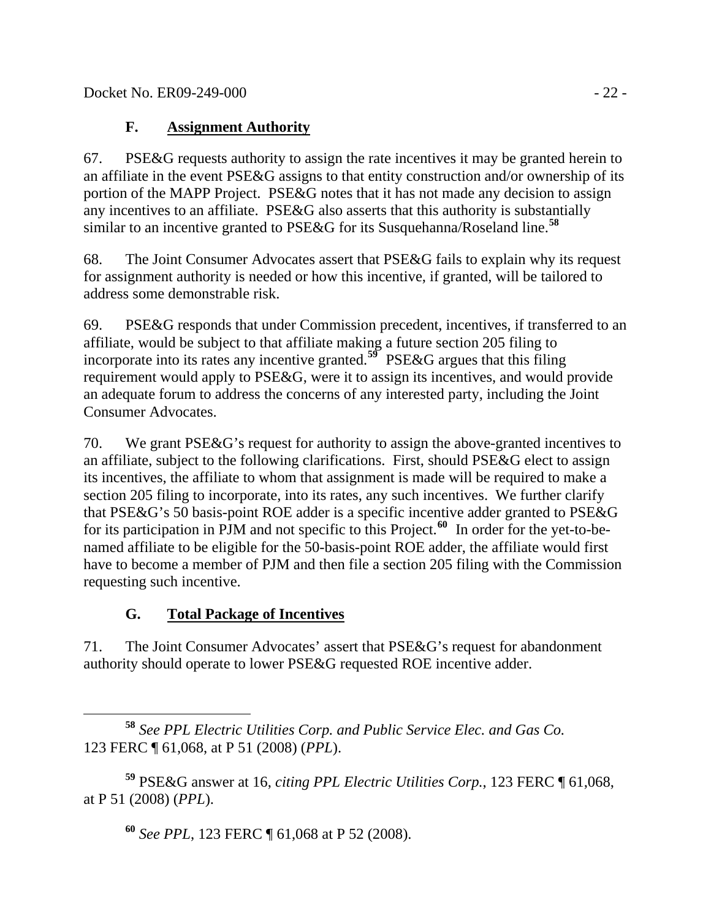### F. Assignment Authority

67. PSE&G requests authority to assign the rate incentives it may be granted herein to an affiliate in the event PSE&G assigns to that entity construction and/or ownership of its portion of the MAPP Project. PSE&G notes that it has not made any decision to assign any incentives to an affiliate. PSE&G also asserts that this authority is substantially similar to an incentive granted to PSE&G for its Susquehanna/Roseland line.[58]

68. The Joint Consumer Advocates assert that PSE&G fails to explain why its request for assignment authority is needed or how this incentive, if granted, will be tailored to address some demonstrable risk.

69. PSE&G responds that under Commission precedent, incentives, if transferred to an affiliate, would be subject to that affiliate making a future section 205 filing to incorporate into its rates any incentive granted.[59] PSE&G argues that this filing requirement would apply to PSE&G, were it to assign its incentives, and would provide an adequate forum to address the concerns of any interested party, including the Joint Consumer Advocates.

70. We grant PSE&G's request for authority to assign the above-granted incentives to an affiliate, subject to the following clarifications. First, should PSE&G elect to assign its incentives, the affiliate to whom that assignment is made will be required to make a section 205 filing to incorporate, into its rates, any such incentives. We further clarify that PSE&G's 50 basis-point ROE adder is a specific incentive adder granted to PSE&G for its participation in PJM and not specific to this Project.[60] In order for the yet-to-be-named affiliate to be eligible for the 50-basis-point ROE adder, the affiliate would first have to become a member of PJM and then file a section 205 filing with the Commission requesting such incentive.

### G. Total Package of Incentives

71. The Joint Consumer Advocates' assert that PSE&G's request for abandonment authority should operate to lower PSE&G requested ROE incentive adder.

---

[58] *See PPL Electric Utilities Corp. and Public Service Elec. and Gas Co.* 123 FERC ¶ 61,068, at P 51 (2008) (*PPL*).

[59] PSE&G answer at 16, *citing PPL Electric Utilities Corp.*, 123 FERC ¶ 61,068, at P 51 (2008) (*PPL*).

[60] *See PPL*, 123 FERC ¶ 61,068 at P 52 (2008).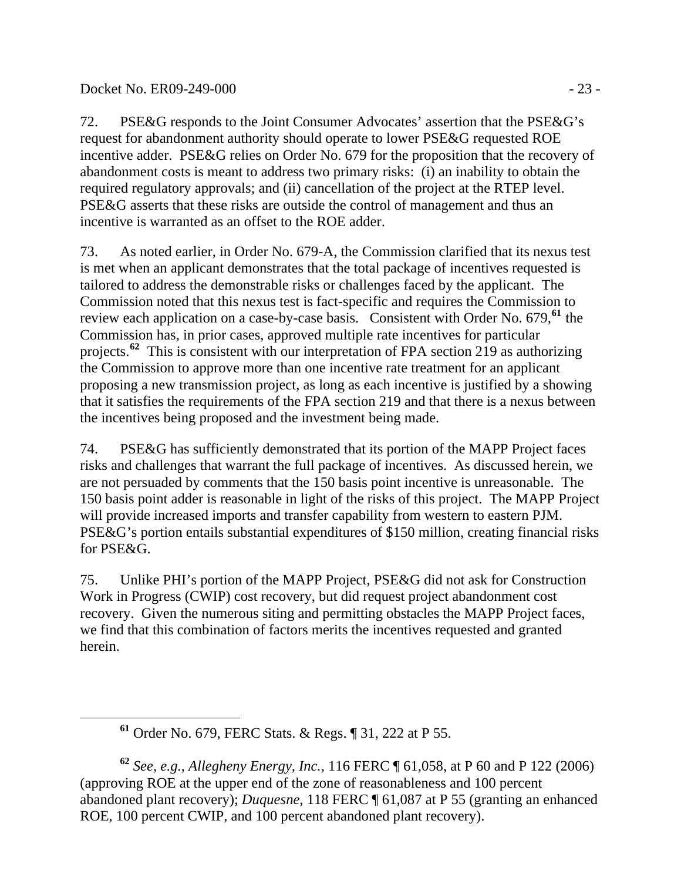72. PSE&G responds to the Joint Consumer Advocates' assertion that the PSE&G's request for abandonment authority should operate to lower PSE&G requested ROE incentive adder. PSE&G relies on Order No. 679 for the proposition that the recovery of abandonment costs is meant to address two primary risks: (i) an inability to obtain the required regulatory approvals; and (ii) cancellation of the project at the RTEP level. PSE&G asserts that these risks are outside the control of management and thus an incentive is warranted as an offset to the ROE adder.

73. As noted earlier, in Order No. 679-A, the Commission clarified that its nexus test is met when an applicant demonstrates that the total package of incentives requested is tailored to address the demonstrable risks or challenges faced by the applicant. The Commission noted that this nexus test is fact-specific and requires the Commission to review each application on a case-by-case basis. Consistent with Order No. 679,[61] the Commission has, in prior cases, approved multiple rate incentives for particular projects.[62] This is consistent with our interpretation of FPA section 219 as authorizing the Commission to approve more than one incentive rate treatment for an applicant proposing a new transmission project, as long as each incentive is justified by a showing that it satisfies the requirements of the FPA section 219 and that there is a nexus between the incentives being proposed and the investment being made.

74. PSE&G has sufficiently demonstrated that its portion of the MAPP Project faces risks and challenges that warrant the full package of incentives. As discussed herein, we are not persuaded by comments that the 150 basis point incentive is unreasonable. The 150 basis point adder is reasonable in light of the risks of this project. The MAPP Project will provide increased imports and transfer capability from western to eastern PJM. PSE&G's portion entails substantial expenditures of $150 million, creating financial risks for PSE&G.

75. Unlike PHI's portion of the MAPP Project, PSE&G did not ask for Construction Work in Progress (CWIP) cost recovery, but did request project abandonment cost recovery. Given the numerous siting and permitting obstacles the MAPP Project faces, we find that this combination of factors merits the incentives requested and granted herein.

---

[61] Order No. 679, FERC Stats. & Regs. ¶ 31, 222 at P 55.

[62] *See, e.g.*, *Allegheny Energy, Inc.*, 116 FERC ¶ 61,058, at P 60 and P 122 (2006) (approving ROE at the upper end of the zone of reasonableness and 100 percent abandoned plant recovery); *Duquesne*, 118 FERC ¶ 61,087 at P 55 (granting an enhanced ROE, 100 percent CWIP, and 100 percent abandoned plant recovery).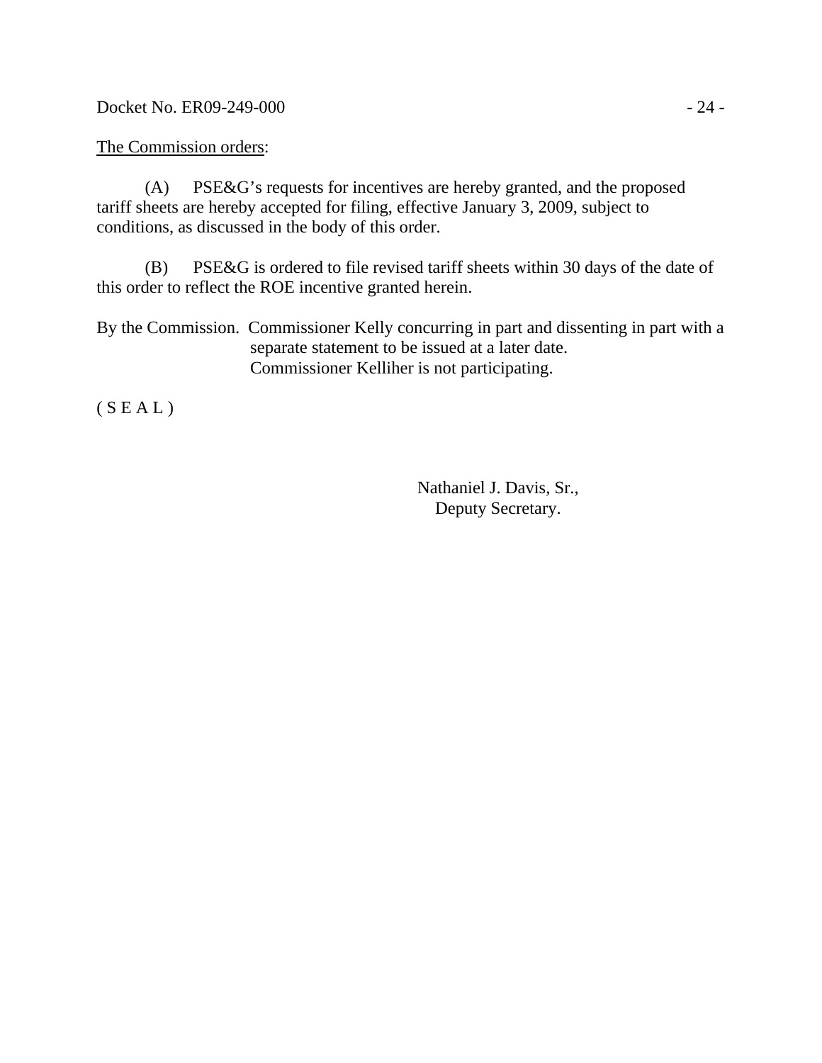The Commission orders:

(A) PSE&G's requests for incentives are hereby granted, and the proposed tariff sheets are hereby accepted for filing, effective January 3, 2009, subject to conditions, as discussed in the body of this order.

(B) PSE&G is ordered to file revised tariff sheets within 30 days of the date of this order to reflect the ROE incentive granted herein.

By the Commission. Commissioner Kelly concurring in part and dissenting in part with a separate statement to be issued at a later date.
Commissioner Kelliher is not participating.

( S E A L )

Nathaniel J. Davis, Sr.,
Deputy Secretary.